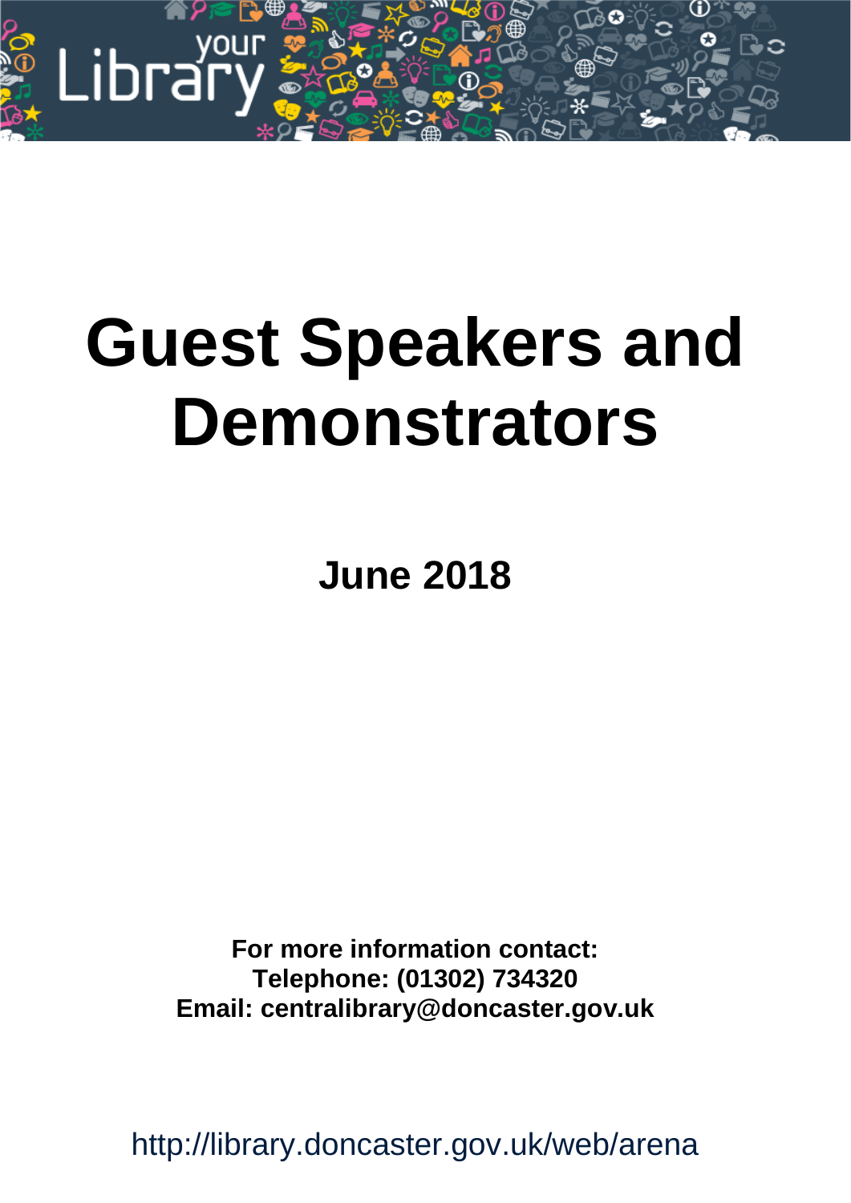# Guest Speakers and Demonstrators

## June 2018

**For more information contact:**
**Telephone: (01302) 734320**
**Email: centralibrary@doncaster.gov.uk**

http://library.doncaster.gov.uk/web/arena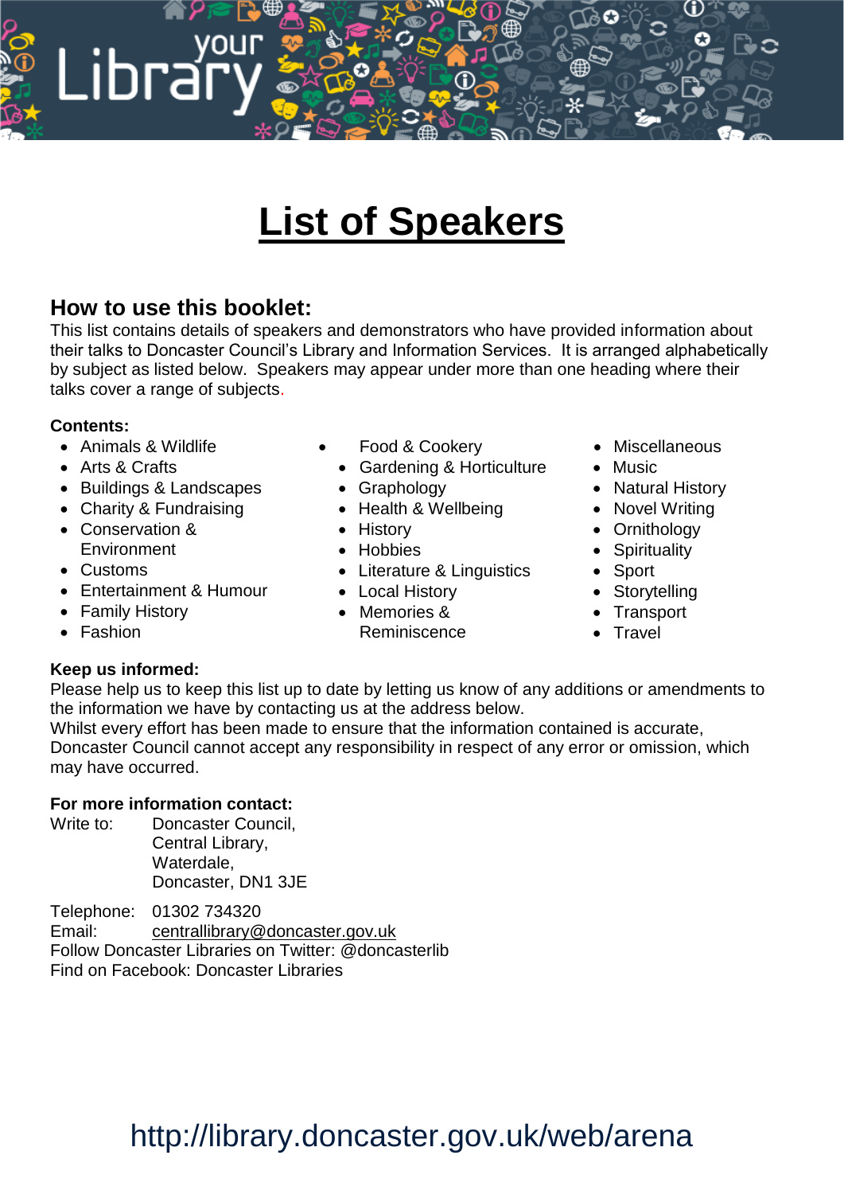# List of Speakers

## How to use this booklet:

This list contains details of speakers and demonstrators who have provided information about their talks to Doncaster Council's Library and Information Services. It is arranged alphabetically by subject as listed below. Speakers may appear under more than one heading where their talks cover a range of subjects.

**Contents:**

- Animals & Wildlife
- Arts & Crafts
- Buildings & Landscapes
- Charity & Fundraising
- Conservation & Environment
- Customs
- Entertainment & Humour
- Family History
- Fashion
- Food & Cookery
- Gardening & Horticulture
- Graphology
- Health & Wellbeing
- History
- Hobbies
- Literature & Linguistics
- Local History
- Memories & Reminiscence
- Miscellaneous
- Music
- Natural History
- Novel Writing
- Ornithology
- Spirituality
- Sport
- Storytelling
- Transport
- Travel

**Keep us informed:**

Please help us to keep this list up to date by letting us know of any additions or amendments to the information we have by contacting us at the address below.

Whilst every effort has been made to ensure that the information contained is accurate, Doncaster Council cannot accept any responsibility in respect of any error or omission, which may have occurred.

**For more information contact:**

Write to: Doncaster Council,
Central Library,
Waterdale,
Doncaster, DN1 3JE

Telephone: 01302 734320
Email: centrallibrary@doncaster.gov.uk
Follow Doncaster Libraries on Twitter: @doncasterlib
Find on Facebook: Doncaster Libraries

http://library.doncaster.gov.uk/web/arena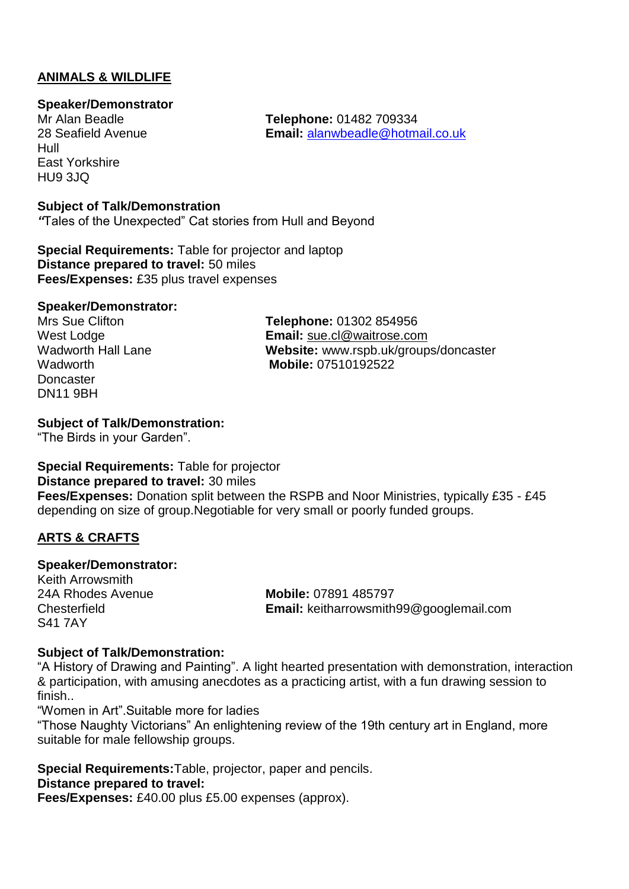## ANIMALS & WILDLIFE

**Speaker/Demonstrator**
Mr Alan Beadle
28 Seafield Avenue
Hull
East Yorkshire
HU9 3JQ

**Telephone:** 01482 709334
**Email:** alanwbeadle@hotmail.co.uk

**Subject of Talk/Demonstration**
*"*Tales of the Unexpected" Cat stories from Hull and Beyond

**Special Requirements:** Table for projector and laptop
**Distance prepared to travel:** 50 miles
**Fees/Expenses:** £35 plus travel expenses

**Speaker/Demonstrator:**
Mrs Sue Clifton
West Lodge
Wadworth Hall Lane
Wadworth
Doncaster
DN11 9BH

**Telephone:** 01302 854956
**Email:** sue.cl@waitrose.com
**Website:** www.rspb.uk/groups/doncaster
**Mobile:** 07510192522

**Subject of Talk/Demonstration:**
"The Birds in your Garden".

**Special Requirements:** Table for projector
**Distance prepared to travel:** 30 miles
**Fees/Expenses:** Donation split between the RSPB and Noor Ministries, typically £35 - £45 depending on size of group.Negotiable for very small or poorly funded groups.

## ARTS & CRAFTS

**Speaker/Demonstrator:**
Keith Arrowsmith
24A Rhodes Avenue
Chesterfield
S41 7AY

**Mobile:** 07891 485797
**Email:** keitharrowsmith99@googlemail.com

**Subject of Talk/Demonstration:**
"A History of Drawing and Painting". A light hearted presentation with demonstration, interaction & participation, with amusing anecdotes as a practicing artist, with a fun drawing session to finish..
"Women in Art".Suitable more for ladies
"Those Naughty Victorians" An enlightening review of the 19th century art in England, more suitable for male fellowship groups.

**Special Requirements:**Table, projector, paper and pencils.
**Distance prepared to travel:**
**Fees/Expenses:** £40.00 plus £5.00 expenses (approx).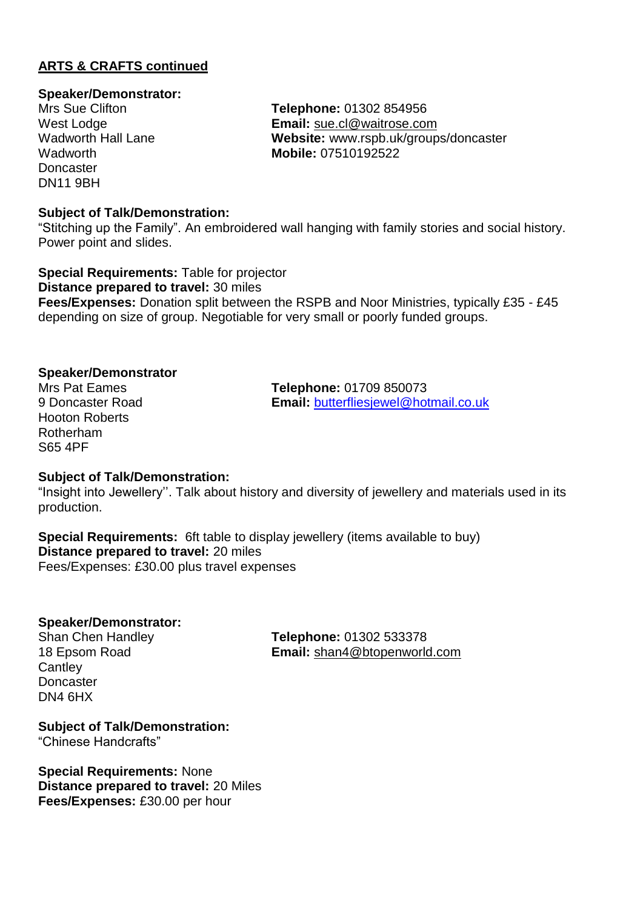## ARTS & CRAFTS continued

**Speaker/Demonstrator:**
Mrs Sue Clifton
West Lodge
Wadworth Hall Lane
Wadworth
Doncaster
DN11 9BH

**Telephone:** 01302 854956
**Email:** sue.cl@waitrose.com
**Website:** www.rspb.uk/groups/doncaster
**Mobile:** 07510192522

**Subject of Talk/Demonstration:**
"Stitching up the Family". An embroidered wall hanging with family stories and social history. Power point and slides.

**Special Requirements:** Table for projector
**Distance prepared to travel:** 30 miles
**Fees/Expenses:** Donation split between the RSPB and Noor Ministries, typically £35 - £45 depending on size of group. Negotiable for very small or poorly funded groups.

**Speaker/Demonstrator**
Mrs Pat Eames
9 Doncaster Road
Hooton Roberts
Rotherham
S65 4PF

**Telephone:** 01709 850073
**Email:** butterfliesjewel@hotmail.co.uk

**Subject of Talk/Demonstration:**
"Insight into Jewellery''. Talk about history and diversity of jewellery and materials used in its production.

**Special Requirements:** 6ft table to display jewellery (items available to buy)
**Distance prepared to travel:** 20 miles
Fees/Expenses: £30.00 plus travel expenses

**Speaker/Demonstrator:**
Shan Chen Handley
18 Epsom Road
Cantley
Doncaster
DN4 6HX

**Telephone:** 01302 533378
**Email:** shan4@btopenworld.com

**Subject of Talk/Demonstration:**
"Chinese Handcrafts"

**Special Requirements:** None
**Distance prepared to travel:** 20 Miles
**Fees/Expenses:** £30.00 per hour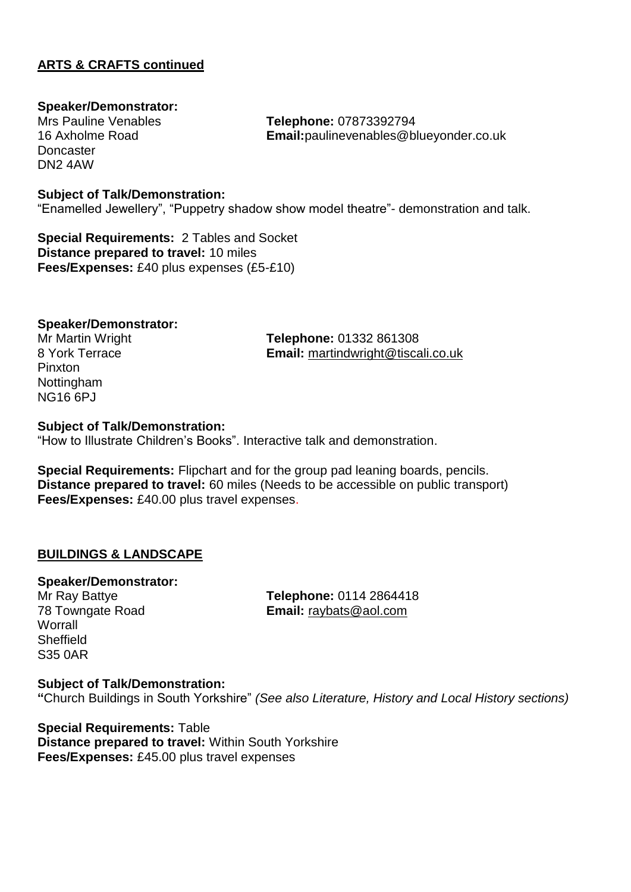## ARTS & CRAFTS continued

**Speaker/Demonstrator:**
Mrs Pauline Venables
16 Axholme Road
Doncaster
DN2 4AW

**Telephone:** 07873392794
**Email:**paulinevenables@blueyonder.co.uk

**Subject of Talk/Demonstration:**
"Enamelled Jewellery", "Puppetry shadow show model theatre"- demonstration and talk.

**Special Requirements:** 2 Tables and Socket
**Distance prepared to travel:** 10 miles
**Fees/Expenses:** £40 plus expenses (£5-£10)

**Speaker/Demonstrator:**
Mr Martin Wright
8 York Terrace
Pinxton
Nottingham
NG16 6PJ

**Telephone:** 01332 861308
**Email:** martindwright@tiscali.co.uk

**Subject of Talk/Demonstration:**
"How to Illustrate Children's Books". Interactive talk and demonstration.

**Special Requirements:** Flipchart and for the group pad leaning boards, pencils.
**Distance prepared to travel:** 60 miles (Needs to be accessible on public transport)
**Fees/Expenses:** £40.00 plus travel expenses.

## BUILDINGS & LANDSCAPE

**Speaker/Demonstrator:**
Mr Ray Battye
78 Towngate Road
Worrall
Sheffield
S35 0AR

**Telephone:** 0114 2864418
**Email:** raybats@aol.com

**Subject of Talk/Demonstration:**
**"**Church Buildings in South Yorkshire" *(See also Literature, History and Local History sections)*

**Special Requirements:** Table
**Distance prepared to travel:** Within South Yorkshire
**Fees/Expenses:** £45.00 plus travel expenses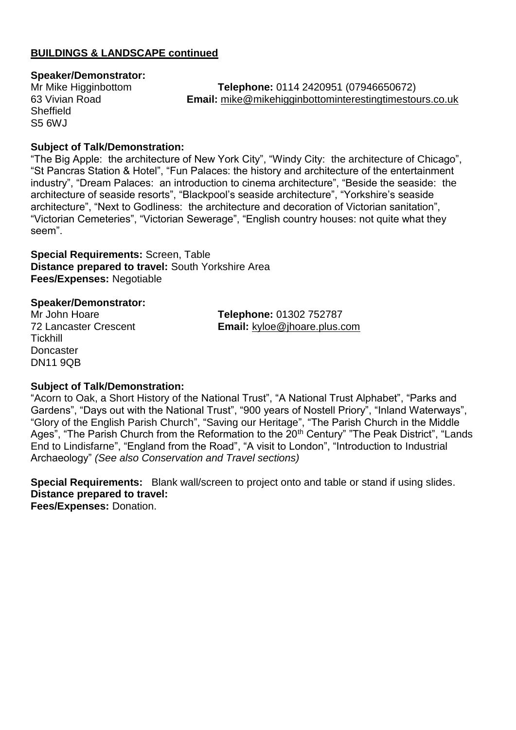**BUILDINGS & LANDSCAPE continued**

**Speaker/Demonstrator:**

Mr Mike Higginbottom
63 Vivian Road
Sheffield
S5 6WJ

**Telephone:** 0114 2420951 (07946650672)
**Email:** mike@mikehigginbottominterestingtimestours.co.uk

**Subject of Talk/Demonstration:**

"The Big Apple: the architecture of New York City", "Windy City: the architecture of Chicago", "St Pancras Station & Hotel", "Fun Palaces: the history and architecture of the entertainment industry", "Dream Palaces: an introduction to cinema architecture", "Beside the seaside: the architecture of seaside resorts", "Blackpool's seaside architecture", "Yorkshire's seaside architecture", "Next to Godliness: the architecture and decoration of Victorian sanitation", "Victorian Cemeteries", "Victorian Sewerage", "English country houses: not quite what they seem".

**Special Requirements:** Screen, Table
**Distance prepared to travel:** South Yorkshire Area
**Fees/Expenses:** Negotiable

**Speaker/Demonstrator:**

Mr John Hoare
72 Lancaster Crescent
Tickhill
Doncaster
DN11 9QB

**Telephone:** 01302 752787
**Email:** kyloe@jhoare.plus.com

**Subject of Talk/Demonstration:**

"Acorn to Oak, a Short History of the National Trust", "A National Trust Alphabet", "Parks and Gardens", "Days out with the National Trust", "900 years of Nostell Priory", "Inland Waterways", "Glory of the English Parish Church", "Saving our Heritage", "The Parish Church in the Middle Ages", "The Parish Church from the Reformation to the 20th Century" "The Peak District", "Lands End to Lindisfarne", "England from the Road", "A visit to London", "Introduction to Industrial Archaeology" *(See also Conservation and Travel sections)*

**Special Requirements:** Blank wall/screen to project onto and table or stand if using slides.
**Distance prepared to travel:**
**Fees/Expenses:** Donation.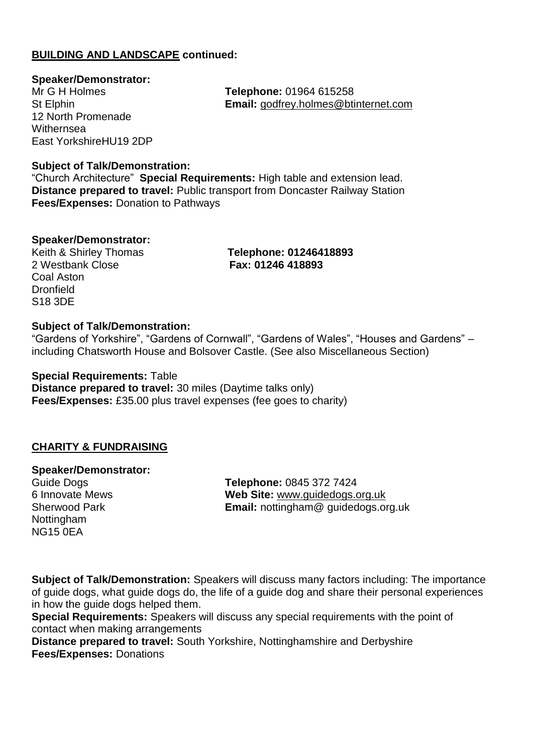**BUILDING AND LANDSCAPE continued:**

**Speaker/Demonstrator:**
Mr G H Holmes
St Elphin
12 North Promenade
Withernsea
East YorkshireHU19 2DP

**Telephone:** 01964 615258
**Email:** godfrey.holmes@btinternet.com

**Subject of Talk/Demonstration:**
"Church Architecture" **Special Requirements:** High table and extension lead.
**Distance prepared to travel:** Public transport from Doncaster Railway Station
**Fees/Expenses:** Donation to Pathways

**Speaker/Demonstrator:**
Keith & Shirley Thomas
2 Westbank Close
Coal Aston
Dronfield
S18 3DE

**Telephone: 01246418893**
**Fax: 01246 418893**

**Subject of Talk/Demonstration:**
"Gardens of Yorkshire", "Gardens of Cornwall", "Gardens of Wales", "Houses and Gardens" – including Chatsworth House and Bolsover Castle. (See also Miscellaneous Section)

**Special Requirements:** Table
**Distance prepared to travel:** 30 miles (Daytime talks only)
**Fees/Expenses:** £35.00 plus travel expenses (fee goes to charity)

**CHARITY & FUNDRAISING**

**Speaker/Demonstrator:**
Guide Dogs
6 Innovate Mews
Sherwood Park
Nottingham
NG15 0EA

**Telephone:** 0845 372 7424
**Web Site:** www.guidedogs.org.uk
**Email:** nottingham@ guidedogs.org.uk

**Subject of Talk/Demonstration:** Speakers will discuss many factors including: The importance of guide dogs, what guide dogs do, the life of a guide dog and share their personal experiences in how the guide dogs helped them.
**Special Requirements:** Speakers will discuss any special requirements with the point of contact when making arrangements
**Distance prepared to travel:** South Yorkshire, Nottinghamshire and Derbyshire
**Fees/Expenses:** Donations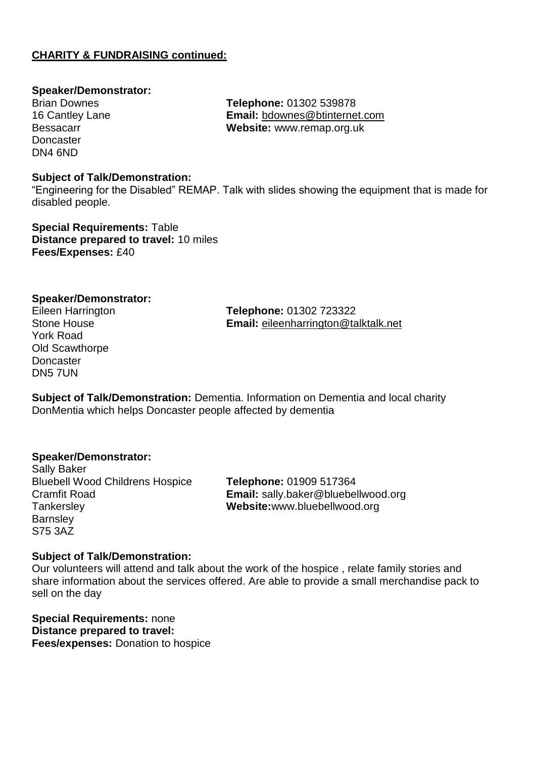**CHARITY & FUNDRAISING continued:**

**Speaker/Demonstrator:**
Brian Downes
16 Cantley Lane
Bessacarr
Doncaster
DN4 6ND

**Telephone:** 01302 539878
**Email:** bdownes@btinternet.com
**Website:** www.remap.org.uk

**Subject of Talk/Demonstration:**
"Engineering for the Disabled" REMAP. Talk with slides showing the equipment that is made for disabled people.

**Special Requirements:** Table
**Distance prepared to travel:** 10 miles
**Fees/Expenses:** £40

**Speaker/Demonstrator:**
Eileen Harrington
Stone House
York Road
Old Scawthorpe
Doncaster
DN5 7UN

**Telephone:** 01302 723322
**Email:** eileenharrington@talktalk.net

**Subject of Talk/Demonstration:** Dementia. Information on Dementia and local charity DonMentia which helps Doncaster people affected by dementia

**Speaker/Demonstrator:**
Sally Baker
Bluebell Wood Childrens Hospice
Cramfit Road
Tankersley
Barnsley
S75 3AZ

**Telephone:** 01909 517364
**Email:** sally.baker@bluebellwood.org
**Website:**www.bluebellwood.org

**Subject of Talk/Demonstration:**
Our volunteers will attend and talk about the work of the hospice , relate family stories and share information about the services offered. Are able to provide a small merchandise pack to sell on the day

**Special Requirements:** none
**Distance prepared to travel:**
**Fees/expenses:** Donation to hospice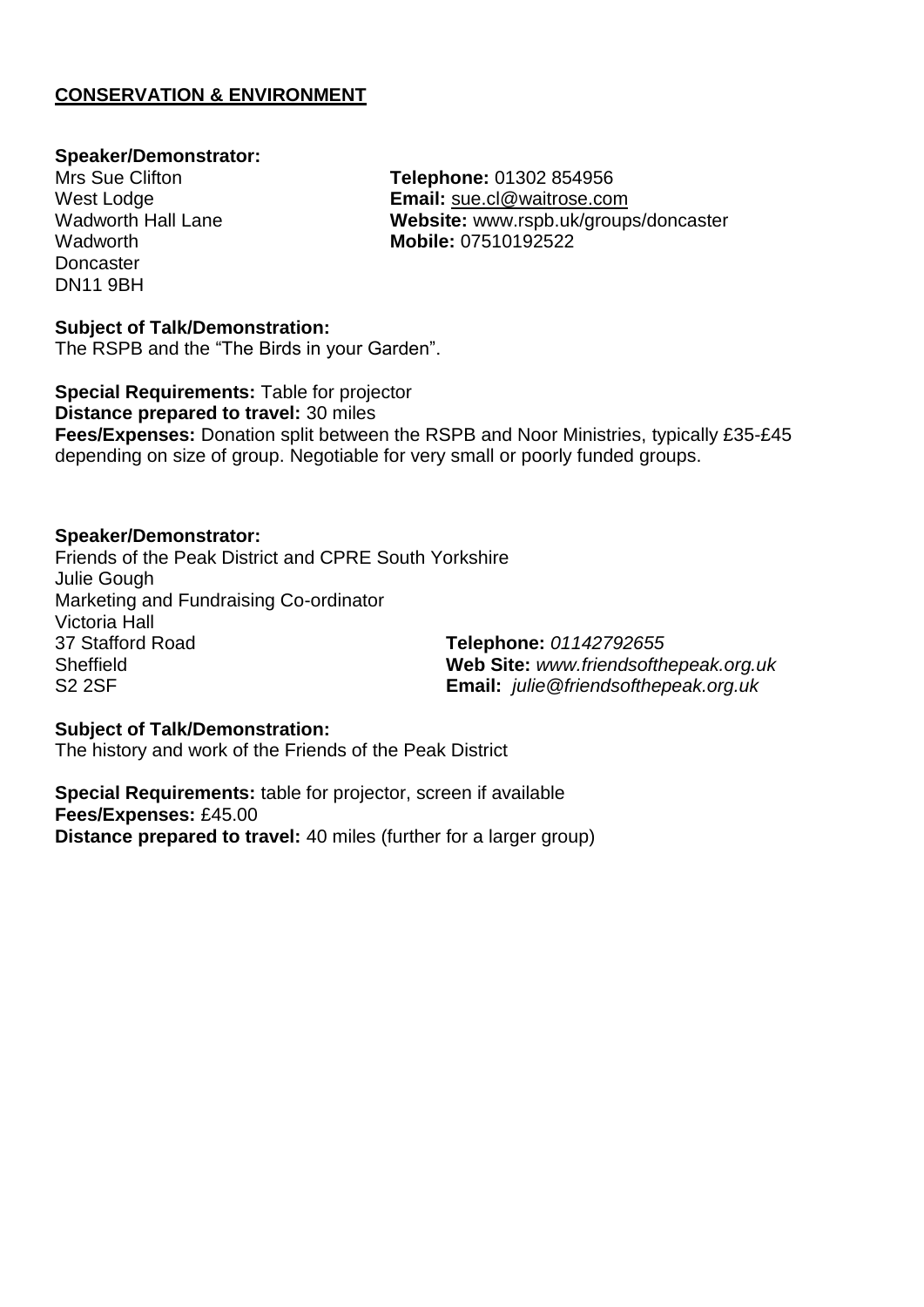**CONSERVATION & ENVIRONMENT**

**Speaker/Demonstrator:**
Mrs Sue Clifton
West Lodge
Wadworth Hall Lane
Wadworth
Doncaster
DN11 9BH

**Telephone:** 01302 854956
**Email:** sue.cl@waitrose.com
**Website:** www.rspb.uk/groups/doncaster
**Mobile:** 07510192522

**Subject of Talk/Demonstration:**
The RSPB and the "The Birds in your Garden".

**Special Requirements:** Table for projector
**Distance prepared to travel:** 30 miles
**Fees/Expenses:** Donation split between the RSPB and Noor Ministries, typically £35-£45 depending on size of group. Negotiable for very small or poorly funded groups.

**Speaker/Demonstrator:**
Friends of the Peak District and CPRE South Yorkshire
Julie Gough
Marketing and Fundraising Co-ordinator
Victoria Hall
37 Stafford Road
Sheffield
S2 2SF

**Telephone:** *01142792655*
**Web Site:** *www.friendsofthepeak.org.uk*
**Email:** *julie@friendsofthepeak.org.uk*

**Subject of Talk/Demonstration:**
The history and work of the Friends of the Peak District

**Special Requirements:** table for projector, screen if available
**Fees/Expenses:** £45.00
**Distance prepared to travel:** 40 miles (further for a larger group)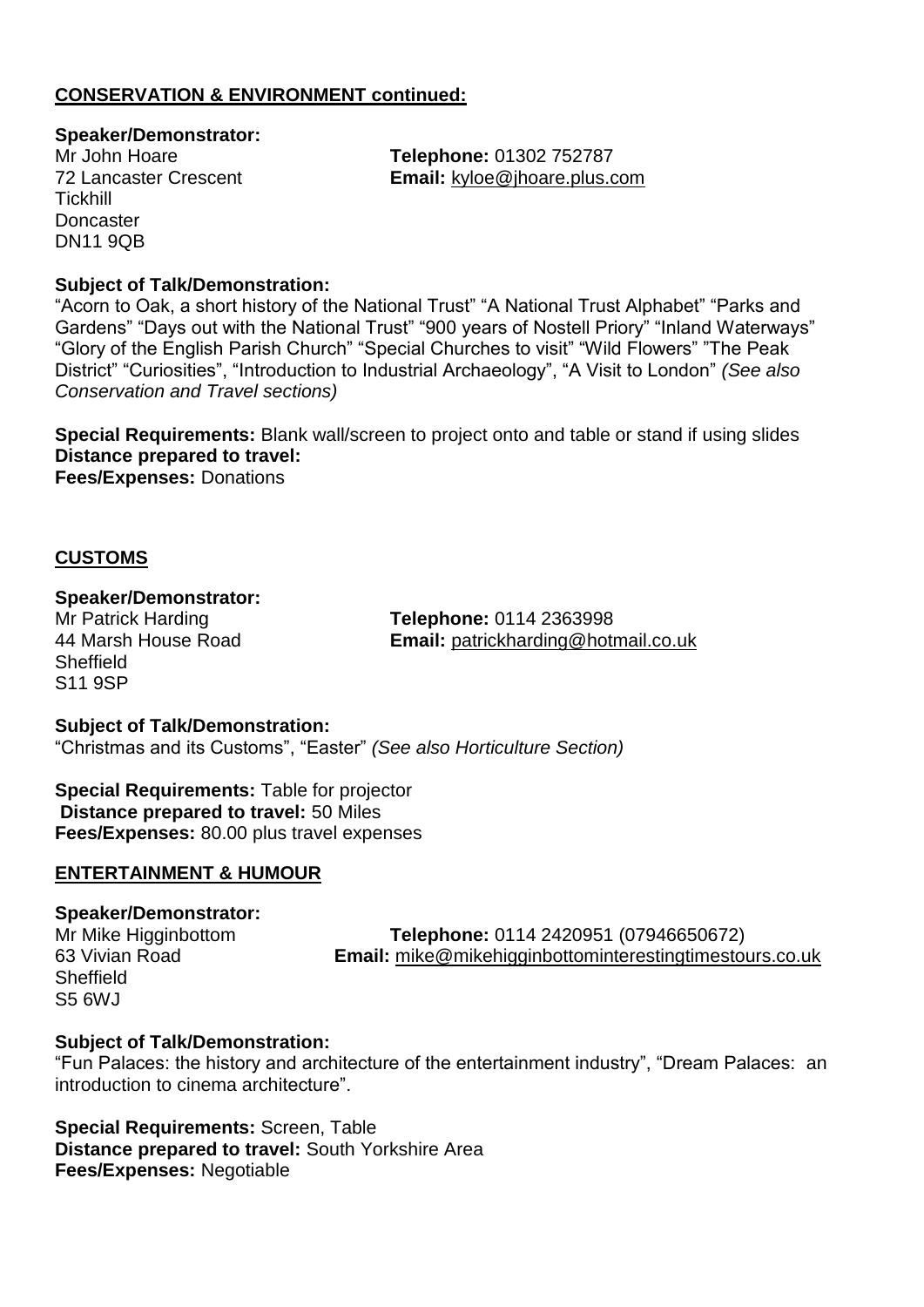## CONSERVATION & ENVIRONMENT continued:

**Speaker/Demonstrator:**
Mr John Hoare
72 Lancaster Crescent
Tickhill
Doncaster
DN11 9QB

**Telephone:** 01302 752787
**Email:** kyloe@jhoare.plus.com

**Subject of Talk/Demonstration:**
"Acorn to Oak, a short history of the National Trust" "A National Trust Alphabet" "Parks and Gardens" "Days out with the National Trust" "900 years of Nostell Priory" "Inland Waterways" "Glory of the English Parish Church" "Special Churches to visit" "Wild Flowers" "The Peak District" "Curiosities", "Introduction to Industrial Archaeology", "A Visit to London" *(See also Conservation and Travel sections)*

**Special Requirements:** Blank wall/screen to project onto and table or stand if using slides
**Distance prepared to travel:**
**Fees/Expenses:** Donations

## CUSTOMS

**Speaker/Demonstrator:**
Mr Patrick Harding
44 Marsh House Road
Sheffield
S11 9SP

**Telephone:** 0114 2363998
**Email:** patrickharding@hotmail.co.uk

**Subject of Talk/Demonstration:**
"Christmas and its Customs", "Easter" *(See also Horticulture Section)*

**Special Requirements:** Table for projector
**Distance prepared to travel:** 50 Miles
**Fees/Expenses:** 80.00 plus travel expenses

## ENTERTAINMENT & HUMOUR

**Speaker/Demonstrator:**
Mr Mike Higginbottom
63 Vivian Road
Sheffield
S5 6WJ

**Telephone:** 0114 2420951 (07946650672)
**Email:** mike@mikehigginbottominterestingtimestours.co.uk

**Subject of Talk/Demonstration:**
"Fun Palaces: the history and architecture of the entertainment industry", "Dream Palaces: an introduction to cinema architecture".

**Special Requirements:** Screen, Table
**Distance prepared to travel:** South Yorkshire Area
**Fees/Expenses:** Negotiable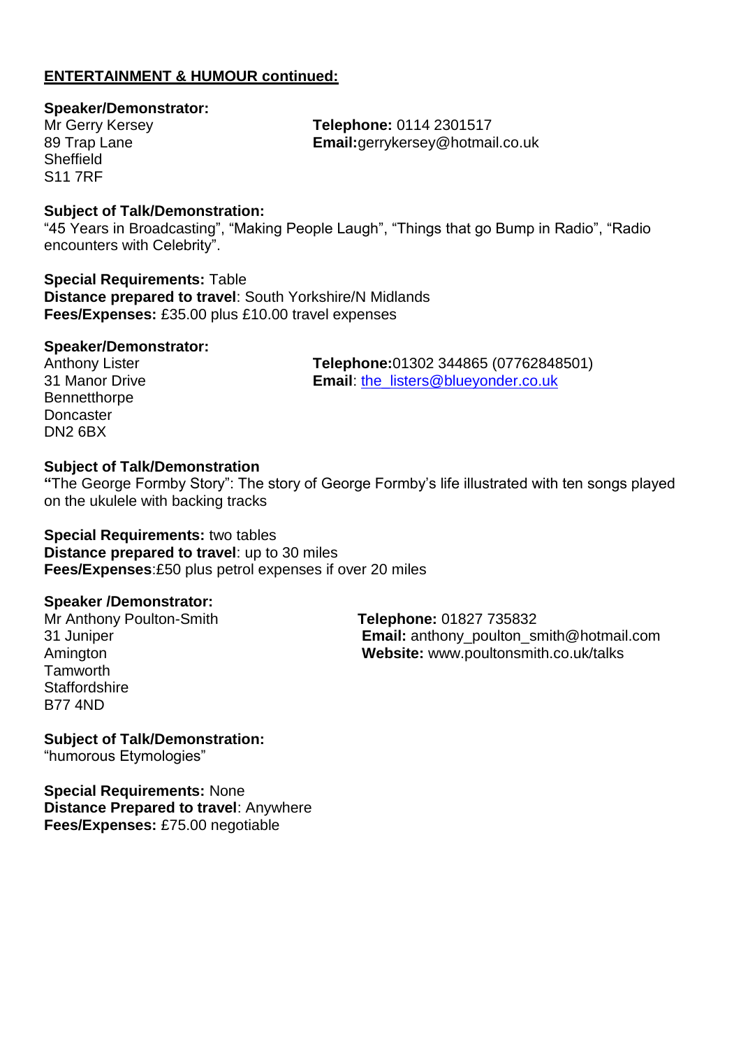**ENTERTAINMENT & HUMOUR continued:**

**Speaker/Demonstrator:**

Mr Gerry Kersey
89 Trap Lane
Sheffield
S11 7RF

**Telephone:** 0114 2301517
**Email:**gerrykersey@hotmail.co.uk

**Subject of Talk/Demonstration:**
"45 Years in Broadcasting", "Making People Laugh", "Things that go Bump in Radio", "Radio encounters with Celebrity".

**Special Requirements:** Table
**Distance prepared to travel**: South Yorkshire/N Midlands
**Fees/Expenses:** £35.00 plus £10.00 travel expenses

**Speaker/Demonstrator:**

Anthony Lister
31 Manor Drive
Bennetthorpe
Doncaster
DN2 6BX

**Telephone:**01302 344865 (07762848501)
**Email**: the_listers@blueyonder.co.uk

**Subject of Talk/Demonstration**
**"**The George Formby Story": The story of George Formby's life illustrated with ten songs played on the ukulele with backing tracks

**Special Requirements:** two tables
**Distance prepared to travel**: up to 30 miles
**Fees/Expenses**:£50 plus petrol expenses if over 20 miles

**Speaker /Demonstrator:**

Mr Anthony Poulton-Smith
31 Juniper
Amington
Tamworth
Staffordshire
B77 4ND

**Telephone:** 01827 735832
**Email:** anthony_poulton_smith@hotmail.com
**Website:** www.poultonsmith.co.uk/talks

**Subject of Talk/Demonstration:**
"humorous Etymologies"

**Special Requirements:** None
**Distance Prepared to travel**: Anywhere
**Fees/Expenses:** £75.00 negotiable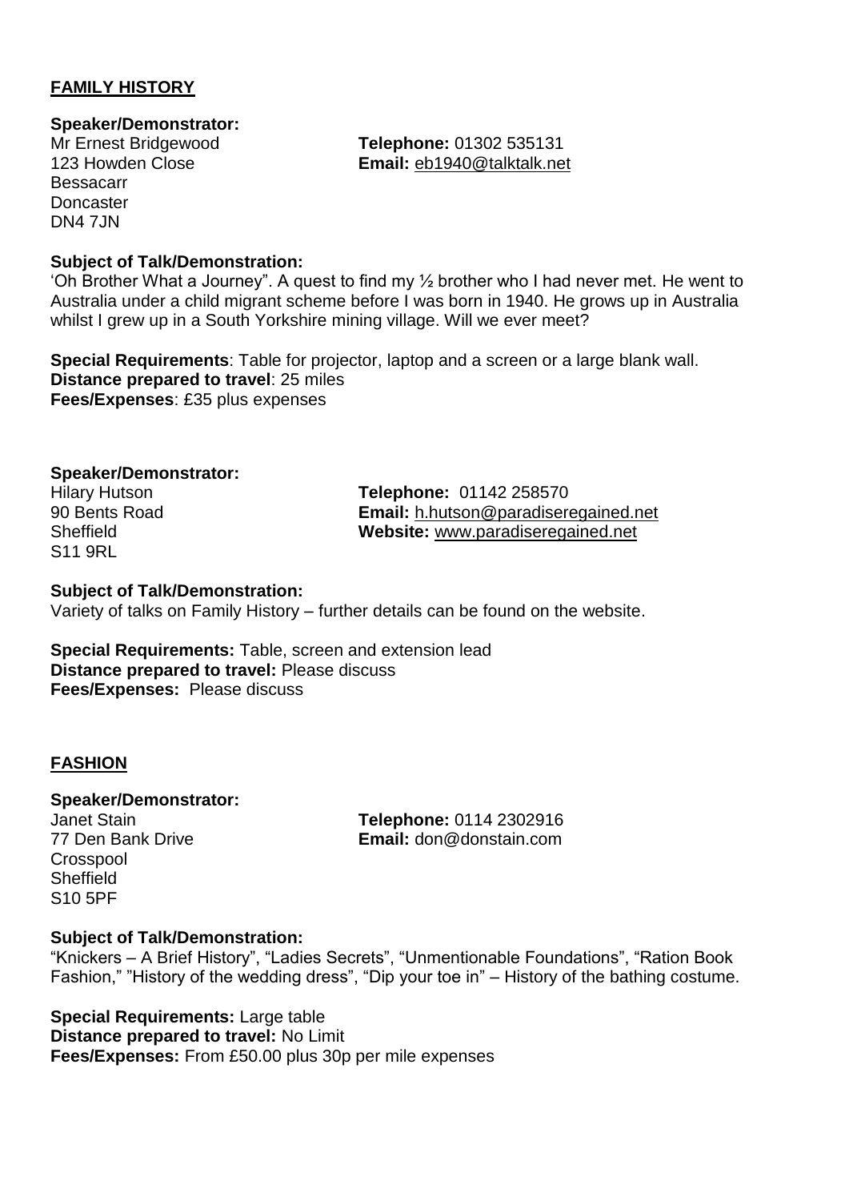## FAMILY HISTORY

**Speaker/Demonstrator:**
Mr Ernest Bridgewood
123 Howden Close
Bessacarr
Doncaster
DN4 7JN

**Telephone:** 01302 535131
**Email:** eb1940@talktalk.net

**Subject of Talk/Demonstration:**
'Oh Brother What a Journey". A quest to find my ½ brother who I had never met. He went to Australia under a child migrant scheme before I was born in 1940. He grows up in Australia whilst I grew up in a South Yorkshire mining village. Will we ever meet?

**Special Requirements**: Table for projector, laptop and a screen or a large blank wall.
**Distance prepared to travel**: 25 miles
**Fees/Expenses**: £35 plus expenses

**Speaker/Demonstrator:**
Hilary Hutson
90 Bents Road
Sheffield
S11 9RL

**Telephone:** 01142 258570
**Email:** h.hutson@paradiseregained.net
**Website:** www.paradiseregained.net

**Subject of Talk/Demonstration:**
Variety of talks on Family History – further details can be found on the website.

**Special Requirements:** Table, screen and extension lead
**Distance prepared to travel:** Please discuss
**Fees/Expenses:** Please discuss

## FASHION

**Speaker/Demonstrator:**
Janet Stain
77 Den Bank Drive
Crosspool
Sheffield
S10 5PF

**Telephone:** 0114 2302916
**Email:** don@donstain.com

**Subject of Talk/Demonstration:**
"Knickers – A Brief History", "Ladies Secrets", "Unmentionable Foundations", "Ration Book Fashion," "History of the wedding dress", "Dip your toe in" – History of the bathing costume.

**Special Requirements:** Large table
**Distance prepared to travel:** No Limit
**Fees/Expenses:** From £50.00 plus 30p per mile expenses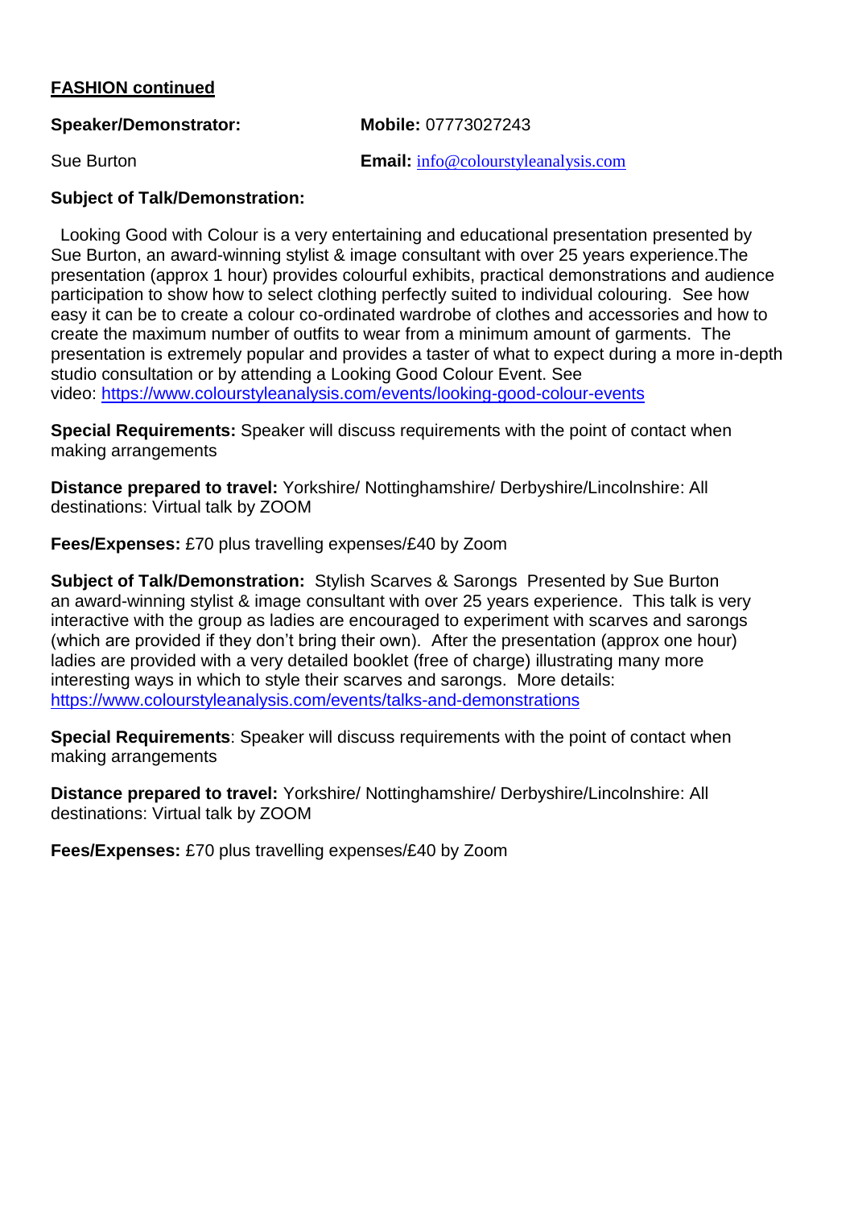**FASHION continued**

**Speaker/Demonstrator:** Sue Burton

**Mobile:** 07773027243

**Email:** info@colourstyleanalysis.com

**Subject of Talk/Demonstration:**

Looking Good with Colour is a very entertaining and educational presentation presented by Sue Burton, an award-winning stylist & image consultant with over 25 years experience.The presentation (approx 1 hour) provides colourful exhibits, practical demonstrations and audience participation to show how to select clothing perfectly suited to individual colouring. See how easy it can be to create a colour co-ordinated wardrobe of clothes and accessories and how to create the maximum number of outfits to wear from a minimum amount of garments. The presentation is extremely popular and provides a taster of what to expect during a more in-depth studio consultation or by attending a Looking Good Colour Event. See video: https://www.colourstyleanalysis.com/events/looking-good-colour-events

**Special Requirements:** Speaker will discuss requirements with the point of contact when making arrangements

**Distance prepared to travel:** Yorkshire/ Nottinghamshire/ Derbyshire/Lincolnshire: All destinations: Virtual talk by ZOOM

**Fees/Expenses:** £70 plus travelling expenses/£40 by Zoom

**Subject of Talk/Demonstration:** Stylish Scarves & Sarongs Presented by Sue Burton an award-winning stylist & image consultant with over 25 years experience. This talk is very interactive with the group as ladies are encouraged to experiment with scarves and sarongs (which are provided if they don't bring their own). After the presentation (approx one hour) ladies are provided with a very detailed booklet (free of charge) illustrating many more interesting ways in which to style their scarves and sarongs. More details: https://www.colourstyleanalysis.com/events/talks-and-demonstrations

**Special Requirements**: Speaker will discuss requirements with the point of contact when making arrangements

**Distance prepared to travel:** Yorkshire/ Nottinghamshire/ Derbyshire/Lincolnshire: All destinations: Virtual talk by ZOOM

**Fees/Expenses:** £70 plus travelling expenses/£40 by Zoom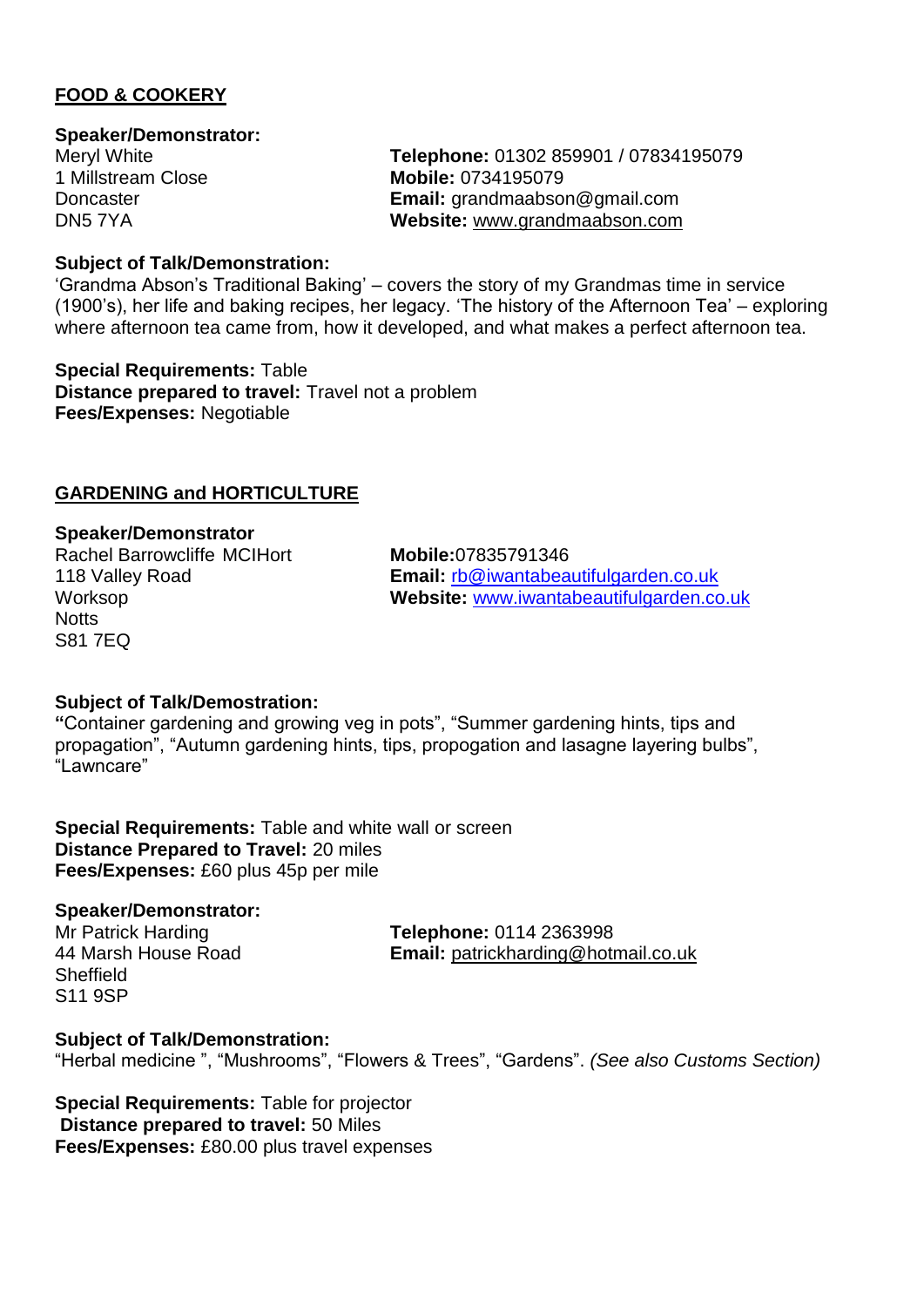## FOOD & COOKERY

**Speaker/Demonstrator:**

Meryl White
1 Millstream Close
Doncaster
DN5 7YA

**Telephone:** 01302 859901 / 07834195079
**Mobile:** 0734195079
**Email:** grandmaabson@gmail.com
**Website:** www.grandmaabson.com

**Subject of Talk/Demonstration:**
'Grandma Abson's Traditional Baking' – covers the story of my Grandmas time in service (1900's), her life and baking recipes, her legacy. 'The history of the Afternoon Tea' – exploring where afternoon tea came from, how it developed, and what makes a perfect afternoon tea.

**Special Requirements:** Table
**Distance prepared to travel:** Travel not a problem
**Fees/Expenses:** Negotiable

## GARDENING and HORTICULTURE

**Speaker/Demonstrator**

Rachel Barrowcliffe MCIHort
118 Valley Road
Worksop
Notts
S81 7EQ

**Mobile:** 07835791346
**Email:** rb@iwantabeautifulgarden.co.uk
**Website:** www.iwantabeautifulgarden.co.uk

**Subject of Talk/Demostration:**
"Container gardening and growing veg in pots", "Summer gardening hints, tips and propagation", "Autumn gardening hints, tips, propogation and lasagne layering bulbs", "Lawncare"

**Special Requirements:** Table and white wall or screen
**Distance Prepared to Travel:** 20 miles
**Fees/Expenses:** £60 plus 45p per mile

**Speaker/Demonstrator:**

Mr Patrick Harding
44 Marsh House Road
Sheffield
S11 9SP

**Telephone:** 0114 2363998
**Email:** patrickharding@hotmail.co.uk

**Subject of Talk/Demonstration:**
"Herbal medicine ", "Mushrooms", "Flowers & Trees", "Gardens". *(See also Customs Section)*

**Special Requirements:** Table for projector
**Distance prepared to travel:** 50 Miles
**Fees/Expenses:** £80.00 plus travel expenses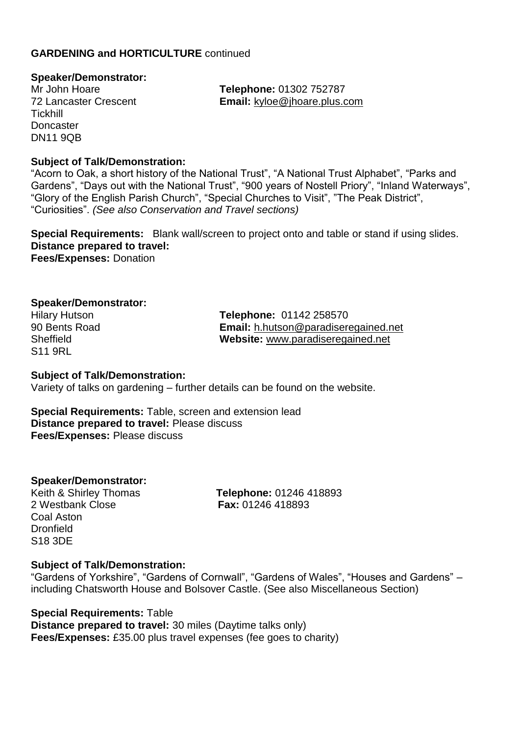**GARDENING and HORTICULTURE** continued

**Speaker/Demonstrator:**
Mr John Hoare
72 Lancaster Crescent
Tickhill
Doncaster
DN11 9QB

**Telephone:** 01302 752787
**Email:** kyloe@jhoare.plus.com

**Subject of Talk/Demonstration:**
"Acorn to Oak, a short history of the National Trust", "A National Trust Alphabet", "Parks and Gardens", "Days out with the National Trust", "900 years of Nostell Priory", "Inland Waterways", "Glory of the English Parish Church", "Special Churches to Visit", "The Peak District", "Curiosities". *(See also Conservation and Travel sections)*

**Special Requirements:** Blank wall/screen to project onto and table or stand if using slides.
**Distance prepared to travel:**
**Fees/Expenses:** Donation

**Speaker/Demonstrator:**
Hilary Hutson
90 Bents Road
Sheffield
S11 9RL

**Telephone:** 01142 258570
**Email:** h.hutson@paradiseregained.net
**Website:** www.paradiseregained.net

**Subject of Talk/Demonstration:**
Variety of talks on gardening – further details can be found on the website.

**Special Requirements:** Table, screen and extension lead
**Distance prepared to travel:** Please discuss
**Fees/Expenses:** Please discuss

**Speaker/Demonstrator:**
Keith & Shirley Thomas
2 Westbank Close
Coal Aston
Dronfield
S18 3DE

**Telephone:** 01246 418893
**Fax:** 01246 418893

**Subject of Talk/Demonstration:**
"Gardens of Yorkshire", "Gardens of Cornwall", "Gardens of Wales", "Houses and Gardens" – including Chatsworth House and Bolsover Castle. (See also Miscellaneous Section)

**Special Requirements:** Table
**Distance prepared to travel:** 30 miles (Daytime talks only)
**Fees/Expenses:** £35.00 plus travel expenses (fee goes to charity)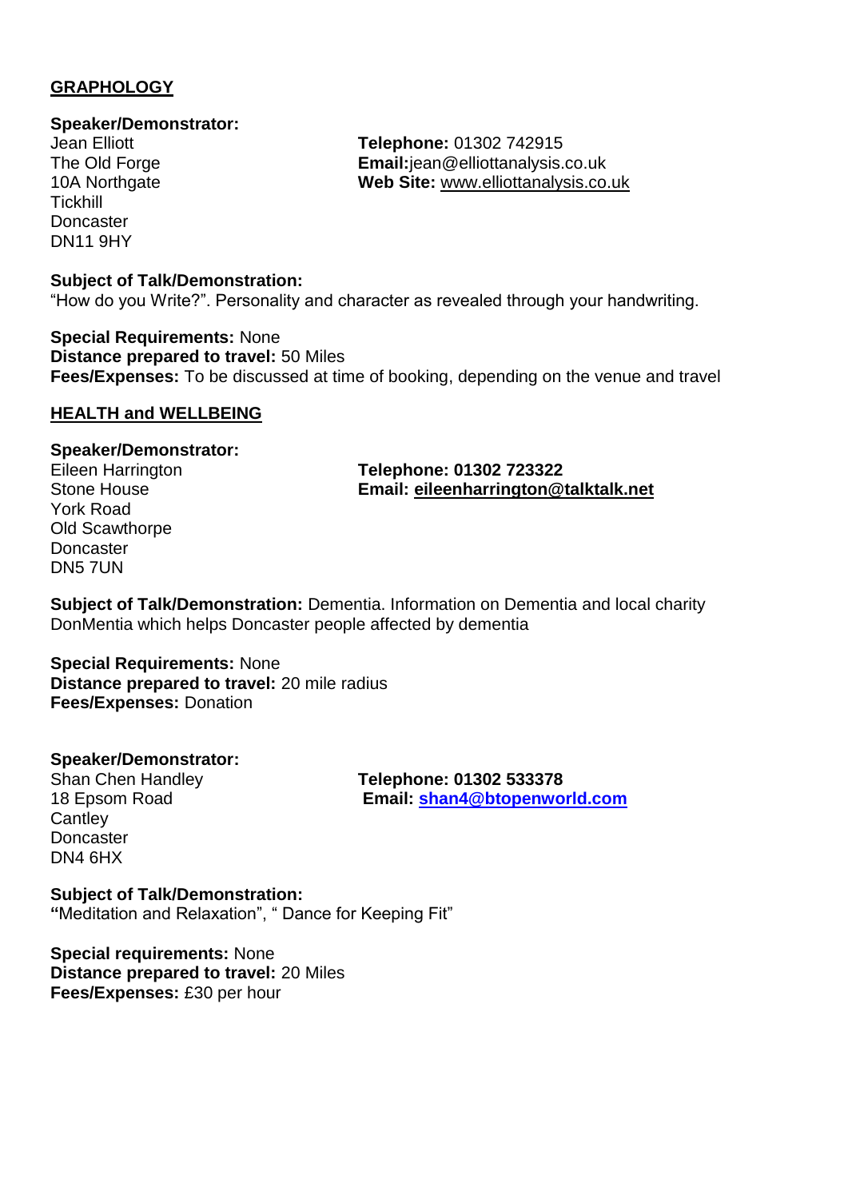## GRAPHOLOGY

**Speaker/Demonstrator:**
Jean Elliott
The Old Forge
10A Northgate
Tickhill
Doncaster
DN11 9HY

**Telephone:** 01302 742915
**Email:**jean@elliottanalysis.co.uk
**Web Site:** www.elliottanalysis.co.uk

**Subject of Talk/Demonstration:**
"How do you Write?". Personality and character as revealed through your handwriting.

**Special Requirements:** None
**Distance prepared to travel:** 50 Miles
**Fees/Expenses:** To be discussed at time of booking, depending on the venue and travel

## HEALTH and WELLBEING

**Speaker/Demonstrator:**
Eileen Harrington
Stone House
York Road
Old Scawthorpe
Doncaster
DN5 7UN

**Telephone: 01302 723322**
**Email: eileenharrington@talktalk.net**

**Subject of Talk/Demonstration:** Dementia. Information on Dementia and local charity DonMentia which helps Doncaster people affected by dementia

**Special Requirements:** None
**Distance prepared to travel:** 20 mile radius
**Fees/Expenses:** Donation

**Speaker/Demonstrator:**
Shan Chen Handley
18 Epsom Road
Cantley
Doncaster
DN4 6HX

**Telephone: 01302 533378**
**Email: shan4@btopenworld.com**

**Subject of Talk/Demonstration:**
**"**Meditation and Relaxation", " Dance for Keeping Fit"

**Special requirements:** None
**Distance prepared to travel:** 20 Miles
**Fees/Expenses:** £30 per hour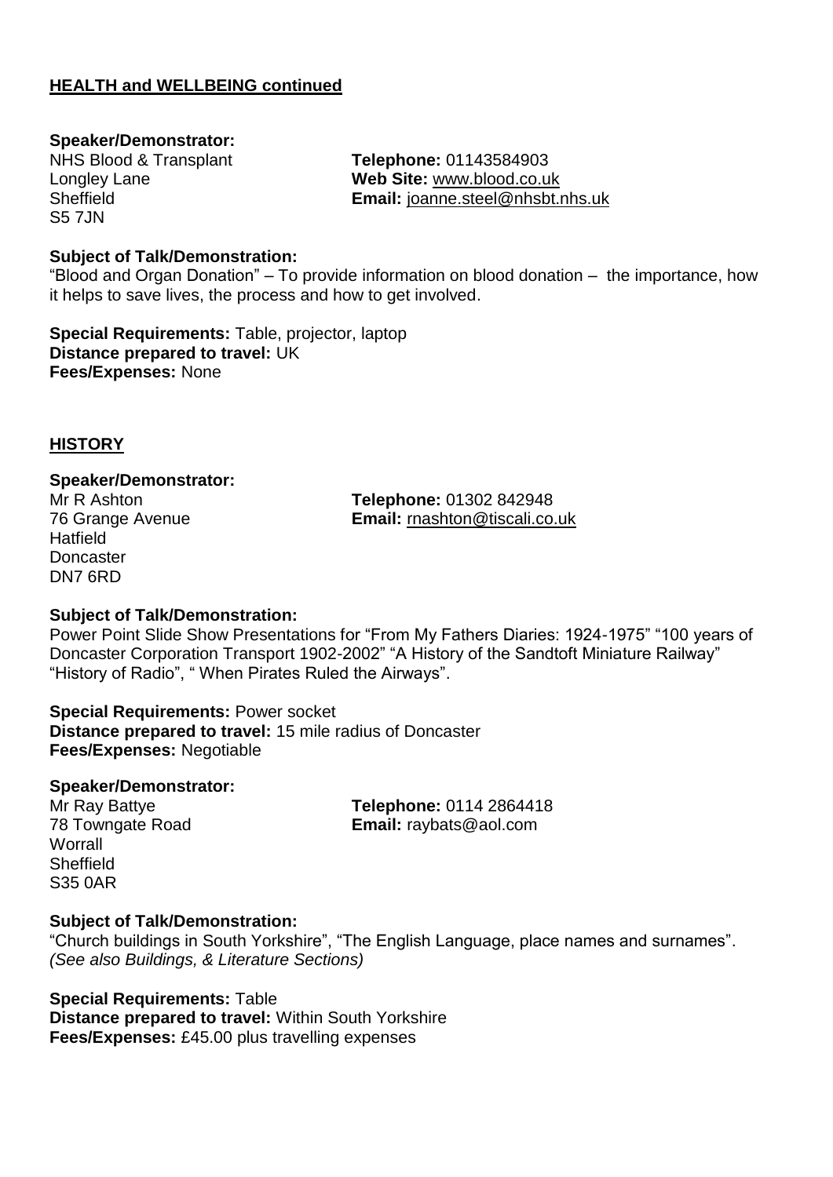## HEALTH and WELLBEING continued

**Speaker/Demonstrator:**
NHS Blood & Transplant
Longley Lane
Sheffield
S5 7JN

**Telephone:** 01143584903
**Web Site:** www.blood.co.uk
**Email:** joanne.steel@nhsbt.nhs.uk

**Subject of Talk/Demonstration:**
"Blood and Organ Donation" – To provide information on blood donation – the importance, how it helps to save lives, the process and how to get involved.

**Special Requirements:** Table, projector, laptop
**Distance prepared to travel:** UK
**Fees/Expenses:** None

## HISTORY

**Speaker/Demonstrator:**
Mr R Ashton
76 Grange Avenue
Hatfield
Doncaster
DN7 6RD

**Telephone:** 01302 842948
**Email:** rnashton@tiscali.co.uk

**Subject of Talk/Demonstration:**
Power Point Slide Show Presentations for "From My Fathers Diaries: 1924-1975" "100 years of Doncaster Corporation Transport 1902-2002" "A History of the Sandtoft Miniature Railway" "History of Radio", " When Pirates Ruled the Airways".

**Special Requirements:** Power socket
**Distance prepared to travel:** 15 mile radius of Doncaster
**Fees/Expenses:** Negotiable

**Speaker/Demonstrator:**
Mr Ray Battye
78 Towngate Road
Worrall
Sheffield
S35 0AR

**Telephone:** 0114 2864418
**Email:** raybats@aol.com

**Subject of Talk/Demonstration:**
"Church buildings in South Yorkshire", "The English Language, place names and surnames".
*(See also Buildings, & Literature Sections)*

**Special Requirements:** Table
**Distance prepared to travel:** Within South Yorkshire
**Fees/Expenses:** £45.00 plus travelling expenses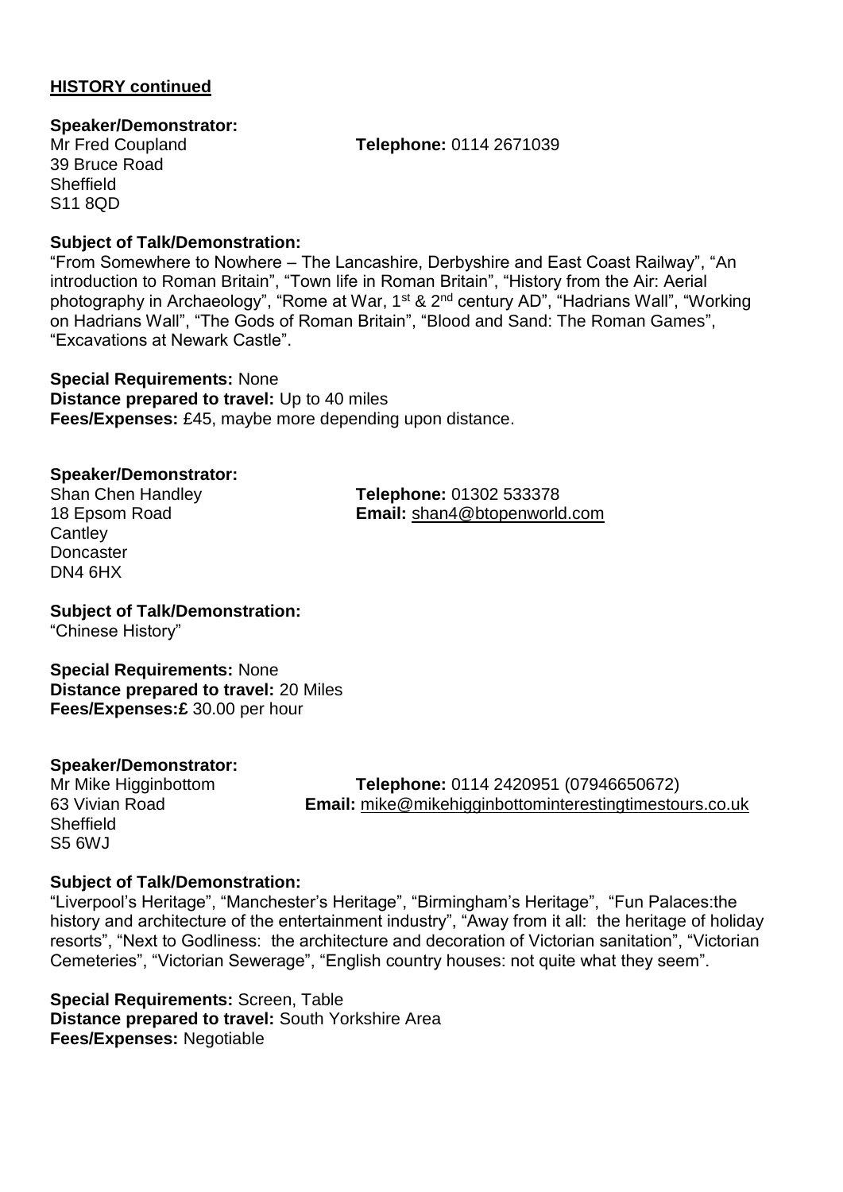**HISTORY continued**

**Speaker/Demonstrator:**
Mr Fred Coupland
39 Bruce Road
Sheffield
S11 8QD

**Telephone:** 0114 2671039

**Subject of Talk/Demonstration:**
"From Somewhere to Nowhere – The Lancashire, Derbyshire and East Coast Railway", "An introduction to Roman Britain", "Town life in Roman Britain", "History from the Air: Aerial photography in Archaeology", "Rome at War, 1st & 2nd century AD", "Hadrians Wall", "Working on Hadrians Wall", "The Gods of Roman Britain", "Blood and Sand: The Roman Games", "Excavations at Newark Castle".

**Special Requirements:** None
**Distance prepared to travel:** Up to 40 miles
**Fees/Expenses:** £45, maybe more depending upon distance.

**Speaker/Demonstrator:**
Shan Chen Handley
18 Epsom Road
Cantley
Doncaster
DN4 6HX

**Telephone:** 01302 533378
**Email:** shan4@btopenworld.com

**Subject of Talk/Demonstration:**
"Chinese History"

**Special Requirements:** None
**Distance prepared to travel:** 20 Miles
**Fees/Expenses:£** 30.00 per hour

**Speaker/Demonstrator:**
Mr Mike Higginbottom
63 Vivian Road
Sheffield
S5 6WJ

**Telephone:** 0114 2420951 (07946650672)
**Email:** mike@mikehigginbottominterestingtimestours.co.uk

**Subject of Talk/Demonstration:**
"Liverpool's Heritage", "Manchester's Heritage", "Birmingham's Heritage", "Fun Palaces:the history and architecture of the entertainment industry", "Away from it all: the heritage of holiday resorts", "Next to Godliness: the architecture and decoration of Victorian sanitation", "Victorian Cemeteries", "Victorian Sewerage", "English country houses: not quite what they seem".

**Special Requirements:** Screen, Table
**Distance prepared to travel:** South Yorkshire Area
**Fees/Expenses:** Negotiable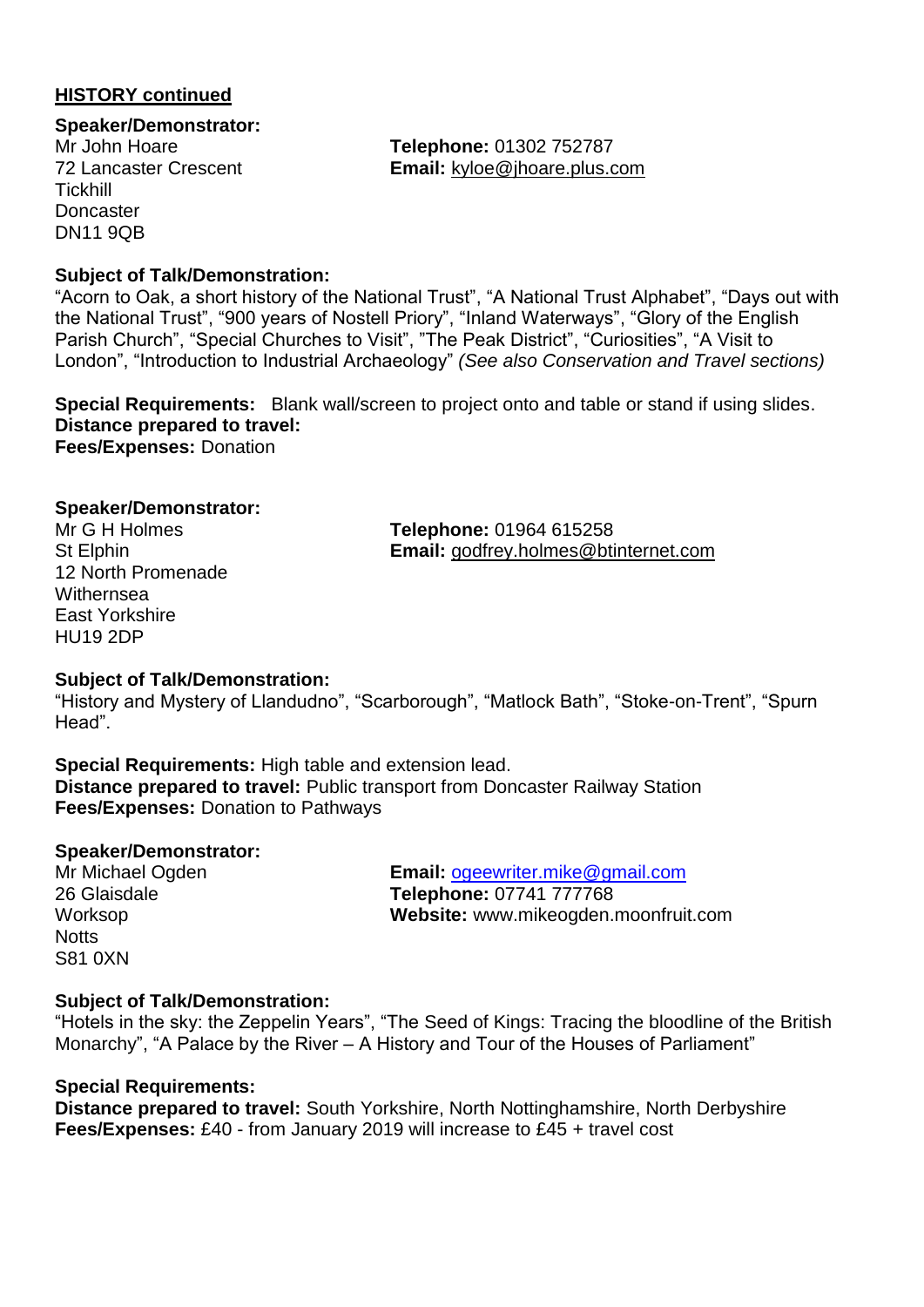## HISTORY continued

**Speaker/Demonstrator:**
Mr John Hoare
72 Lancaster Crescent
Tickhill
Doncaster
DN11 9QB

**Telephone:** 01302 752787
**Email:** kyloe@jhoare.plus.com

**Subject of Talk/Demonstration:**
"Acorn to Oak, a short history of the National Trust", "A National Trust Alphabet", "Days out with the National Trust", "900 years of Nostell Priory", "Inland Waterways", "Glory of the English Parish Church", "Special Churches to Visit", "The Peak District", "Curiosities", "A Visit to London", "Introduction to Industrial Archaeology" *(See also Conservation and Travel sections)*

**Special Requirements:** Blank wall/screen to project onto and table or stand if using slides.
**Distance prepared to travel:**
**Fees/Expenses:** Donation

**Speaker/Demonstrator:**
Mr G H Holmes
St Elphin
12 North Promenade
Withernsea
East Yorkshire
HU19 2DP

**Telephone:** 01964 615258
**Email:** godfrey.holmes@btinternet.com

**Subject of Talk/Demonstration:**
"History and Mystery of Llandudno", "Scarborough", "Matlock Bath", "Stoke-on-Trent", "Spurn Head".

**Special Requirements:** High table and extension lead.
**Distance prepared to travel:** Public transport from Doncaster Railway Station
**Fees/Expenses:** Donation to Pathways

**Speaker/Demonstrator:**
Mr Michael Ogden
26 Glaisdale
Worksop
Notts
S81 0XN

**Email:** ogeewriter.mike@gmail.com
**Telephone:** 07741 777768
**Website:** www.mikeogden.moonfruit.com

**Subject of Talk/Demonstration:**
"Hotels in the sky: the Zeppelin Years", "The Seed of Kings: Tracing the bloodline of the British Monarchy", "A Palace by the River – A History and Tour of the Houses of Parliament"

**Special Requirements:**
**Distance prepared to travel:** South Yorkshire, North Nottinghamshire, North Derbyshire
**Fees/Expenses:** £40 - from January 2019 will increase to £45 + travel cost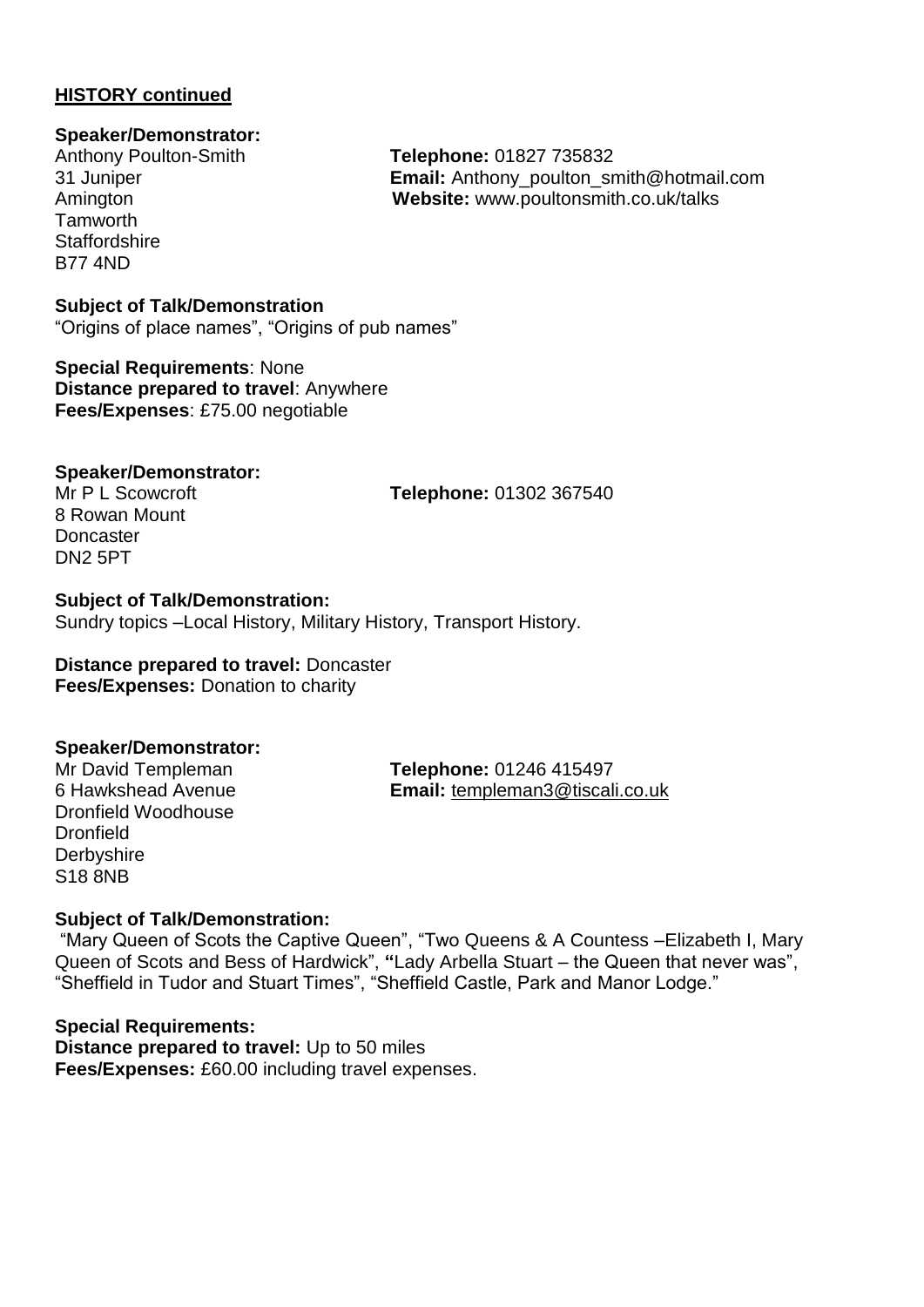**HISTORY continued**

**Speaker/Demonstrator:**
Anthony Poulton-Smith
31 Juniper
Amington
Tamworth
Staffordshire
B77 4ND

**Telephone:** 01827 735832
**Email:** Anthony_poulton_smith@hotmail.com
**Website:** www.poultonsmith.co.uk/talks

**Subject of Talk/Demonstration**
"Origins of place names", "Origins of pub names"

**Special Requirements**: None
**Distance prepared to travel**: Anywhere
**Fees/Expenses**: £75.00 negotiable

**Speaker/Demonstrator:**
Mr P L Scowcroft
8 Rowan Mount
Doncaster
DN2 5PT

**Telephone:** 01302 367540

**Subject of Talk/Demonstration:**
Sundry topics –Local History, Military History, Transport History.

**Distance prepared to travel:** Doncaster
**Fees/Expenses:** Donation to charity

**Speaker/Demonstrator:**
Mr David Templeman
6 Hawkshead Avenue
Dronfield Woodhouse
Dronfield
Derbyshire
S18 8NB

**Telephone:** 01246 415497
**Email:** templeman3@tiscali.co.uk

**Subject of Talk/Demonstration:**
"Mary Queen of Scots the Captive Queen", "Two Queens & A Countess –Elizabeth I, Mary Queen of Scots and Bess of Hardwick", **"**Lady Arbella Stuart – the Queen that never was", "Sheffield in Tudor and Stuart Times", "Sheffield Castle, Park and Manor Lodge."

**Special Requirements:**
**Distance prepared to travel:** Up to 50 miles
**Fees/Expenses:** £60.00 including travel expenses.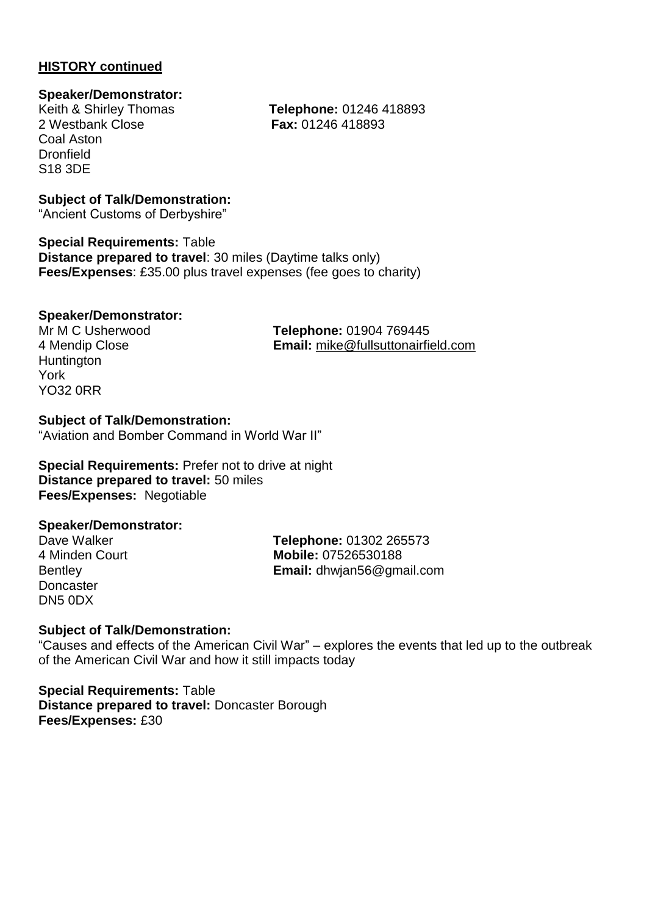**HISTORY continued**

**Speaker/Demonstrator:**
Keith & Shirley Thomas
2 Westbank Close
Coal Aston
Dronfield
S18 3DE

**Telephone:** 01246 418893
**Fax:** 01246 418893

**Subject of Talk/Demonstration:**
"Ancient Customs of Derbyshire"

**Special Requirements:** Table
**Distance prepared to travel**: 30 miles (Daytime talks only)
**Fees/Expenses**: £35.00 plus travel expenses (fee goes to charity)

**Speaker/Demonstrator:**
Mr M C Usherwood
4 Mendip Close
Huntington
York
YO32 0RR

**Telephone:** 01904 769445
**Email:** mike@fullsuttonairfield.com

**Subject of Talk/Demonstration:**
"Aviation and Bomber Command in World War II"

**Special Requirements:** Prefer not to drive at night
**Distance prepared to travel:** 50 miles
**Fees/Expenses:** Negotiable

**Speaker/Demonstrator:**
Dave Walker
4 Minden Court
Bentley
Doncaster
DN5 0DX

**Telephone:** 01302 265573
**Mobile:** 07526530188
**Email:** dhwjan56@gmail.com

**Subject of Talk/Demonstration:**
"Causes and effects of the American Civil War" – explores the events that led up to the outbreak of the American Civil War and how it still impacts today

**Special Requirements:** Table
**Distance prepared to travel:** Doncaster Borough
**Fees/Expenses:** £30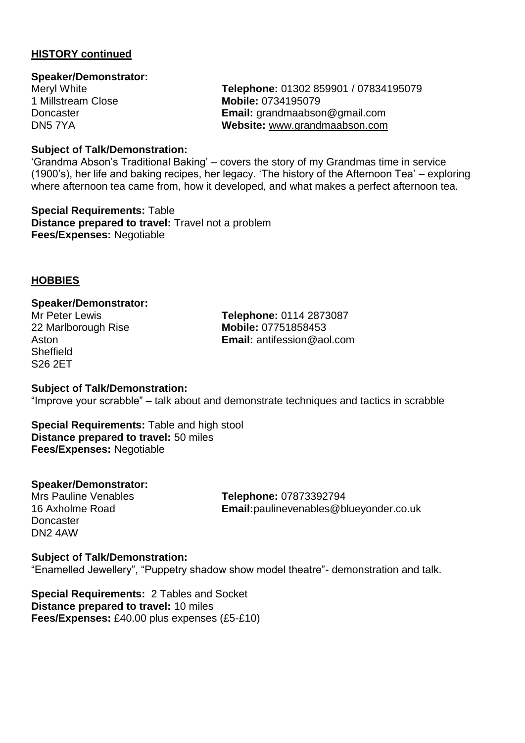## HISTORY continued

**Speaker/Demonstrator:**

Meryl White
1 Millstream Close
Doncaster
DN5 7YA

**Telephone:** 01302 859901 / 07834195079
**Mobile:** 0734195079
**Email:** grandmaabson@gmail.com
**Website:** www.grandmaabson.com

**Subject of Talk/Demonstration:**
'Grandma Abson's Traditional Baking' – covers the story of my Grandmas time in service (1900's), her life and baking recipes, her legacy. 'The history of the Afternoon Tea' – exploring where afternoon tea came from, how it developed, and what makes a perfect afternoon tea.

**Special Requirements:** Table
**Distance prepared to travel:** Travel not a problem
**Fees/Expenses:** Negotiable

## HOBBIES

**Speaker/Demonstrator:**

Mr Peter Lewis
22 Marlborough Rise
Aston
Sheffield
S26 2ET

**Telephone:** 0114 2873087
**Mobile:** 07751858453
**Email:** antifession@aol.com

**Subject of Talk/Demonstration:**
"Improve your scrabble" – talk about and demonstrate techniques and tactics in scrabble

**Special Requirements:** Table and high stool
**Distance prepared to travel:** 50 miles
**Fees/Expenses:** Negotiable

**Speaker/Demonstrator:**

Mrs Pauline Venables
16 Axholme Road
Doncaster
DN2 4AW

**Telephone:** 07873392794
**Email:**paulinevenables@blueyonder.co.uk

**Subject of Talk/Demonstration:**
"Enamelled Jewellery", "Puppetry shadow show model theatre"- demonstration and talk.

**Special Requirements:** 2 Tables and Socket
**Distance prepared to travel:** 10 miles
**Fees/Expenses:** £40.00 plus expenses (£5-£10)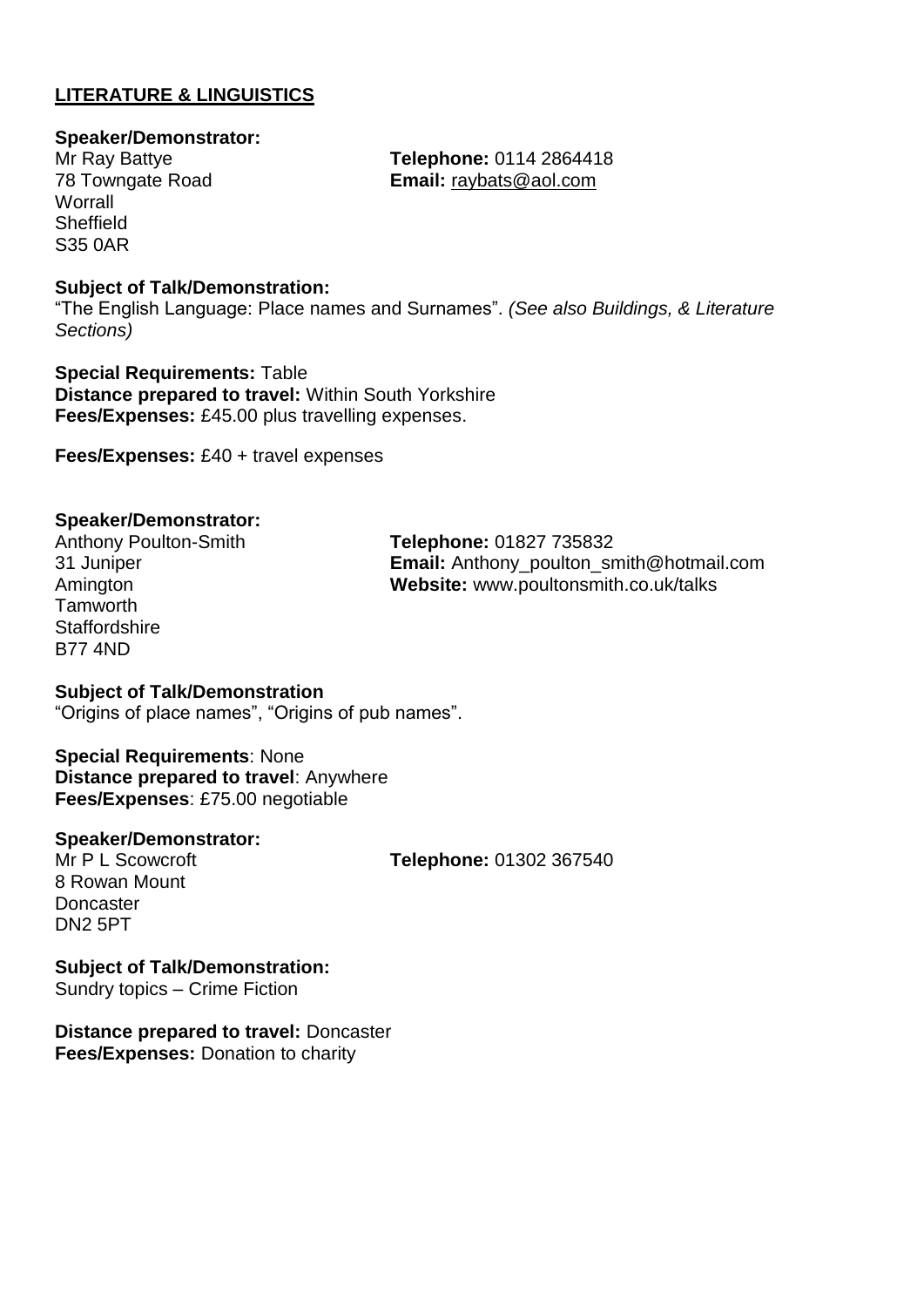**LITERATURE & LINGUISTICS**

**Speaker/Demonstrator:**
Mr Ray Battye
78 Towngate Road
Worrall
Sheffield
S35 0AR

**Telephone:** 0114 2864418
**Email:** raybats@aol.com

**Subject of Talk/Demonstration:**
"The English Language: Place names and Surnames". *(See also Buildings, & Literature Sections)*

**Special Requirements:** Table
**Distance prepared to travel:** Within South Yorkshire
**Fees/Expenses:** £45.00 plus travelling expenses.

**Fees/Expenses:** £40 + travel expenses

**Speaker/Demonstrator:**
Anthony Poulton-Smith
31 Juniper
Amington
Tamworth
Staffordshire
B77 4ND

**Telephone:** 01827 735832
**Email:** Anthony_poulton_smith@hotmail.com
**Website:** www.poultonsmith.co.uk/talks

**Subject of Talk/Demonstration**
"Origins of place names", "Origins of pub names".

**Special Requirements**: None
**Distance prepared to travel**: Anywhere
**Fees/Expenses**: £75.00 negotiable

**Speaker/Demonstrator:**
Mr P L Scowcroft
8 Rowan Mount
Doncaster
DN2 5PT

**Telephone:** 01302 367540

**Subject of Talk/Demonstration:**
Sundry topics – Crime Fiction

**Distance prepared to travel:** Doncaster
**Fees/Expenses:** Donation to charity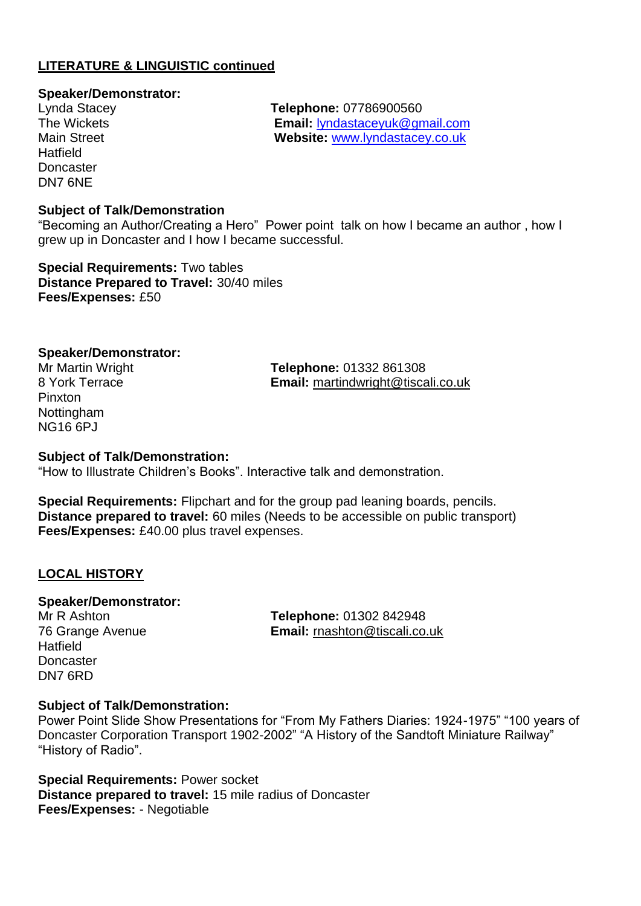## LITERATURE & LINGUISTIC continued

**Speaker/Demonstrator:**

Lynda Stacey
The Wickets
Main Street
Hatfield
Doncaster
DN7 6NE

**Telephone:** 07786900560
**Email:** lyndastaceyuk@gmail.com
**Website:** www.lyndastacey.co.uk

**Subject of Talk/Demonstration**
"Becoming an Author/Creating a Hero" Power point talk on how I became an author , how I grew up in Doncaster and I how I became successful.

**Special Requirements:** Two tables
**Distance Prepared to Travel:** 30/40 miles
**Fees/Expenses:** £50

**Speaker/Demonstrator:**

Mr Martin Wright
8 York Terrace
Pinxton
Nottingham
NG16 6PJ

**Telephone:** 01332 861308
**Email:** martindwright@tiscali.co.uk

**Subject of Talk/Demonstration:**
"How to Illustrate Children's Books". Interactive talk and demonstration.

**Special Requirements:** Flipchart and for the group pad leaning boards, pencils.
**Distance prepared to travel:** 60 miles (Needs to be accessible on public transport)
**Fees/Expenses:** £40.00 plus travel expenses.

## LOCAL HISTORY

**Speaker/Demonstrator:**

Mr R Ashton
76 Grange Avenue
Hatfield
Doncaster
DN7 6RD

**Telephone:** 01302 842948
**Email:** rnashton@tiscali.co.uk

**Subject of Talk/Demonstration:**
Power Point Slide Show Presentations for "From My Fathers Diaries: 1924-1975" "100 years of Doncaster Corporation Transport 1902-2002" "A History of the Sandtoft Miniature Railway" "History of Radio".

**Special Requirements:** Power socket
**Distance prepared to travel:** 15 mile radius of Doncaster
**Fees/Expenses:** - Negotiable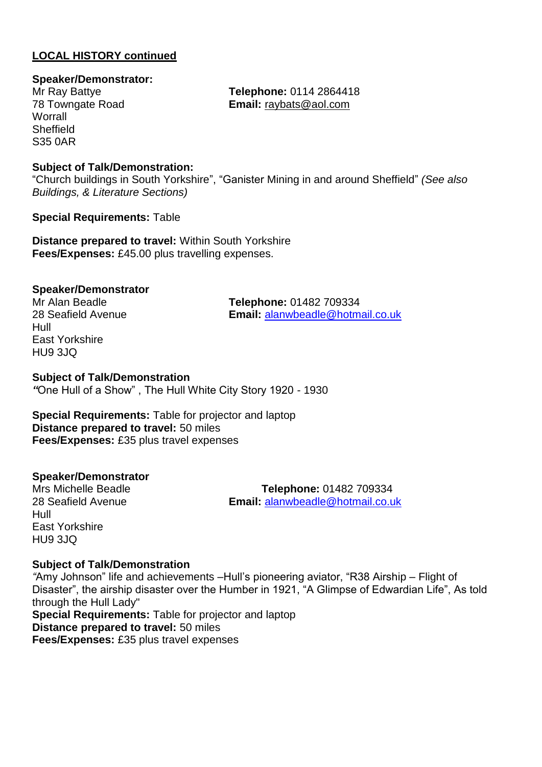## LOCAL HISTORY continued

**Speaker/Demonstrator:**
Mr Ray Battye
78 Towngate Road
Worrall
Sheffield
S35 0AR

**Telephone:** 0114 2864418
**Email:** raybats@aol.com

**Subject of Talk/Demonstration:**
"Church buildings in South Yorkshire", "Ganister Mining in and around Sheffield" *(See also Buildings, & Literature Sections)*

**Special Requirements:** Table

**Distance prepared to travel:** Within South Yorkshire
**Fees/Expenses:** £45.00 plus travelling expenses.

**Speaker/Demonstrator**
Mr Alan Beadle
28 Seafield Avenue
Hull
East Yorkshire
HU9 3JQ

**Telephone:** 01482 709334
**Email:** alanwbeadle@hotmail.co.uk

**Subject of Talk/Demonstration**
*"*One Hull of a Show" , The Hull White City Story 1920 - 1930

**Special Requirements:** Table for projector and laptop
**Distance prepared to travel:** 50 miles
**Fees/Expenses:** £35 plus travel expenses

**Speaker/Demonstrator**
Mrs Michelle Beadle
28 Seafield Avenue
Hull
East Yorkshire
HU9 3JQ

**Telephone:** 01482 709334
**Email:** alanwbeadle@hotmail.co.uk

**Subject of Talk/Demonstration**
*"*Amy Johnson" life and achievements –Hull's pioneering aviator, "R38 Airship – Flight of Disaster", the airship disaster over the Humber in 1921, "A Glimpse of Edwardian Life", As told through the Hull Lady"
**Special Requirements:** Table for projector and laptop
**Distance prepared to travel:** 50 miles
**Fees/Expenses:** £35 plus travel expenses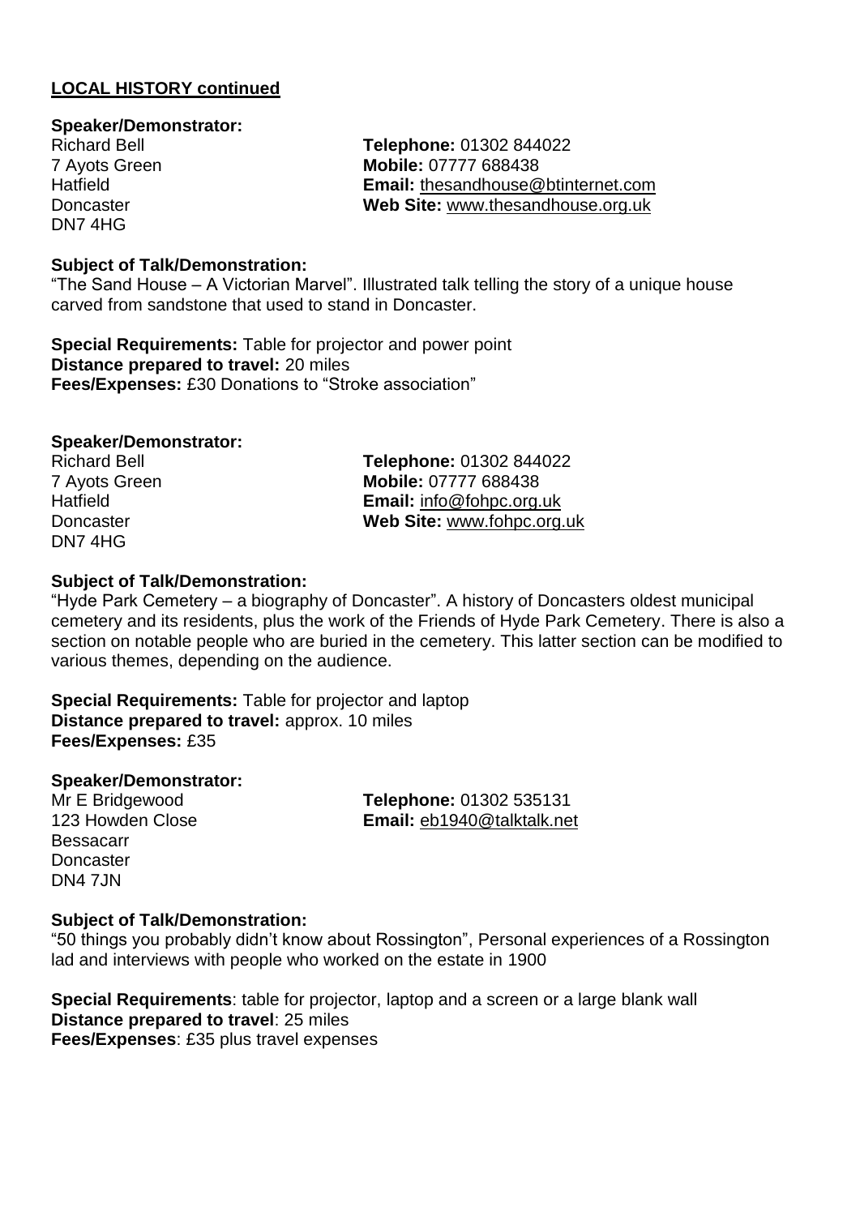**LOCAL HISTORY continued**

**Speaker/Demonstrator:**
Richard Bell
7 Ayots Green
Hatfield
Doncaster
DN7 4HG

**Telephone:** 01302 844022
**Mobile:** 07777 688438
**Email:** thesandhouse@btinternet.com
**Web Site:** www.thesandhouse.org.uk

**Subject of Talk/Demonstration:**
"The Sand House – A Victorian Marvel". Illustrated talk telling the story of a unique house carved from sandstone that used to stand in Doncaster.

**Special Requirements:** Table for projector and power point
**Distance prepared to travel:** 20 miles
**Fees/Expenses:** £30 Donations to "Stroke association"

**Speaker/Demonstrator:**
Richard Bell
7 Ayots Green
Hatfield
Doncaster
DN7 4HG

**Telephone:** 01302 844022
**Mobile:** 07777 688438
**Email:** info@fohpc.org.uk
**Web Site:** www.fohpc.org.uk

**Subject of Talk/Demonstration:**
"Hyde Park Cemetery – a biography of Doncaster". A history of Doncasters oldest municipal cemetery and its residents, plus the work of the Friends of Hyde Park Cemetery. There is also a section on notable people who are buried in the cemetery. This latter section can be modified to various themes, depending on the audience.

**Special Requirements:** Table for projector and laptop
**Distance prepared to travel:** approx. 10 miles
**Fees/Expenses:** £35

**Speaker/Demonstrator:**
Mr E Bridgewood
123 Howden Close
Bessacarr
Doncaster
DN4 7JN

**Telephone:** 01302 535131
**Email:** eb1940@talktalk.net

**Subject of Talk/Demonstration:**
"50 things you probably didn't know about Rossington", Personal experiences of a Rossington lad and interviews with people who worked on the estate in 1900

**Special Requirements**: table for projector, laptop and a screen or a large blank wall
**Distance prepared to travel**: 25 miles
**Fees/Expenses**: £35 plus travel expenses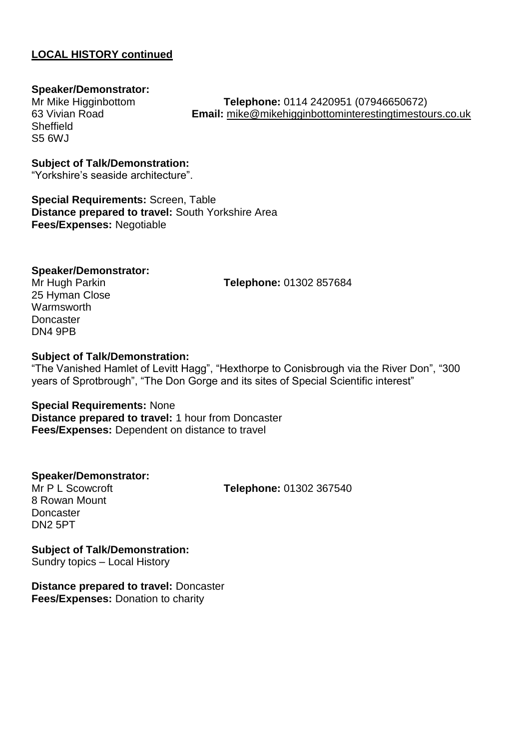**<u>LOCAL HISTORY continued</u>**

**Speaker/Demonstrator:**
Mr Mike Higginbottom
63 Vivian Road
Sheffield
S5 6WJ

**Telephone:** 0114 2420951 (07946650672)
**Email:** mike@mikehigginbottominterestingtimestours.co.uk

**Subject of Talk/Demonstration:**
"Yorkshire's seaside architecture".

**Special Requirements:** Screen, Table
**Distance prepared to travel:** South Yorkshire Area
**Fees/Expenses:** Negotiable

**Speaker/Demonstrator:**
Mr Hugh Parkin
25 Hyman Close
Warmsworth
Doncaster
DN4 9PB

**Telephone:** 01302 857684

**Subject of Talk/Demonstration:**
"The Vanished Hamlet of Levitt Hagg", "Hexthorpe to Conisbrough via the River Don", "300 years of Sprotbrough", "The Don Gorge and its sites of Special Scientific interest"

**Special Requirements:** None
**Distance prepared to travel:** 1 hour from Doncaster
**Fees/Expenses:** Dependent on distance to travel

**Speaker/Demonstrator:**
Mr P L Scowcroft
8 Rowan Mount
Doncaster
DN2 5PT

**Telephone:** 01302 367540

**Subject of Talk/Demonstration:**
Sundry topics – Local History

**Distance prepared to travel:** Doncaster
**Fees/Expenses:** Donation to charity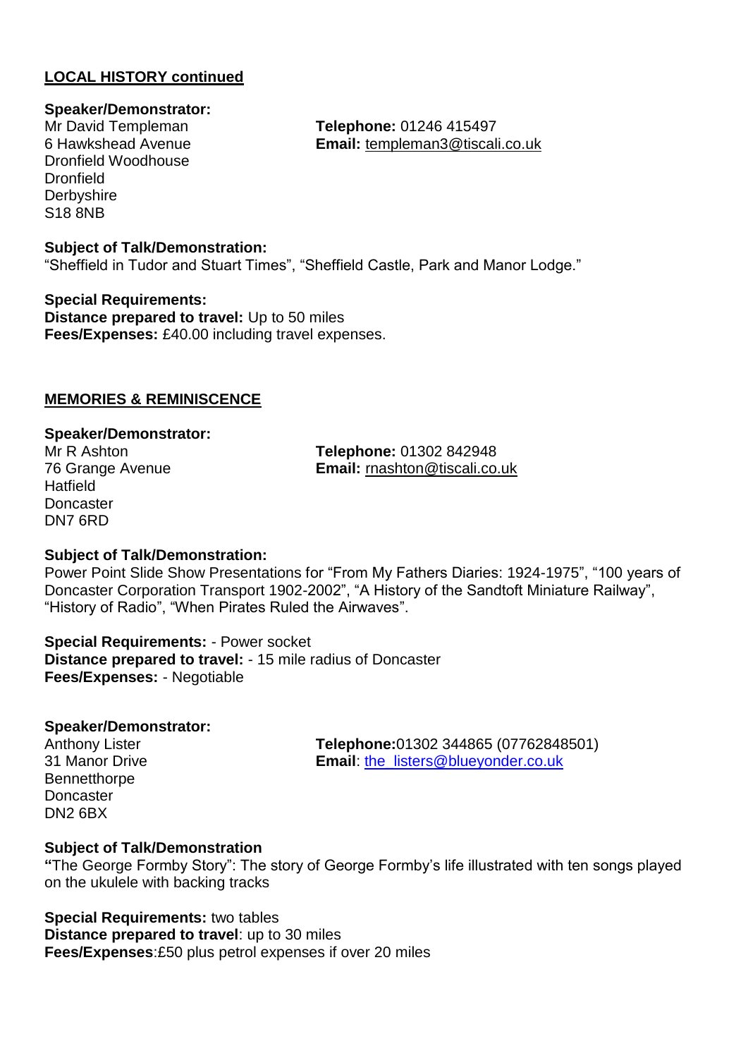**LOCAL HISTORY continued**

**Speaker/Demonstrator:**

Mr David Templeman
6 Hawkshead Avenue
Dronfield Woodhouse
Dronfield
Derbyshire
S18 8NB

**Telephone:** 01246 415497
**Email:** templeman3@tiscali.co.uk

**Subject of Talk/Demonstration:**
"Sheffield in Tudor and Stuart Times", "Sheffield Castle, Park and Manor Lodge."

**Special Requirements:**
**Distance prepared to travel:** Up to 50 miles
**Fees/Expenses:** £40.00 including travel expenses.

**MEMORIES & REMINISCENCE**

**Speaker/Demonstrator:**

Mr R Ashton
76 Grange Avenue
Hatfield
Doncaster
DN7 6RD

**Telephone:** 01302 842948
**Email:** rnashton@tiscali.co.uk

**Subject of Talk/Demonstration:**
Power Point Slide Show Presentations for "From My Fathers Diaries: 1924-1975", "100 years of Doncaster Corporation Transport 1902-2002", "A History of the Sandtoft Miniature Railway", "History of Radio", "When Pirates Ruled the Airwaves".

**Special Requirements:** - Power socket
**Distance prepared to travel:** - 15 mile radius of Doncaster
**Fees/Expenses:** - Negotiable

**Speaker/Demonstrator:**

Anthony Lister
31 Manor Drive
Bennetthorpe
Doncaster
DN2 6BX

**Telephone:** 01302 344865 (07762848501)
**Email**: the_listers@blueyonder.co.uk

**Subject of Talk/Demonstration**
**"**The George Formby Story": The story of George Formby's life illustrated with ten songs played on the ukulele with backing tracks

**Special Requirements:** two tables
**Distance prepared to travel**: up to 30 miles
**Fees/Expenses**:£50 plus petrol expenses if over 20 miles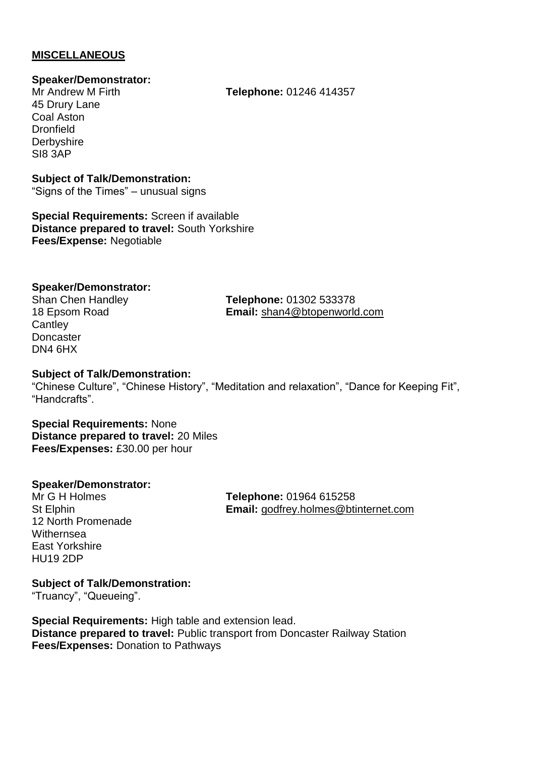**MISCELLANEOUS**

**Speaker/Demonstrator:**
Mr Andrew M Firth
45 Drury Lane
Coal Aston
Dronfield
Derbyshire
SI8 3AP

**Telephone:** 01246 414357

**Subject of Talk/Demonstration:**
"Signs of the Times" – unusual signs

**Special Requirements:** Screen if available
**Distance prepared to travel:** South Yorkshire
**Fees/Expense:** Negotiable

**Speaker/Demonstrator:**
Shan Chen Handley
18 Epsom Road
Cantley
Doncaster
DN4 6HX

**Telephone:** 01302 533378
**Email:** shan4@btopenworld.com

**Subject of Talk/Demonstration:**
"Chinese Culture", "Chinese History", "Meditation and relaxation", "Dance for Keeping Fit", "Handcrafts".

**Special Requirements:** None
**Distance prepared to travel:** 20 Miles
**Fees/Expenses:** £30.00 per hour

**Speaker/Demonstrator:**
Mr G H Holmes
St Elphin
12 North Promenade
Withernsea
East Yorkshire
HU19 2DP

**Telephone:** 01964 615258
**Email:** godfrey.holmes@btinternet.com

**Subject of Talk/Demonstration:**
"Truancy", "Queueing".

**Special Requirements:** High table and extension lead.
**Distance prepared to travel:** Public transport from Doncaster Railway Station
**Fees/Expenses:** Donation to Pathways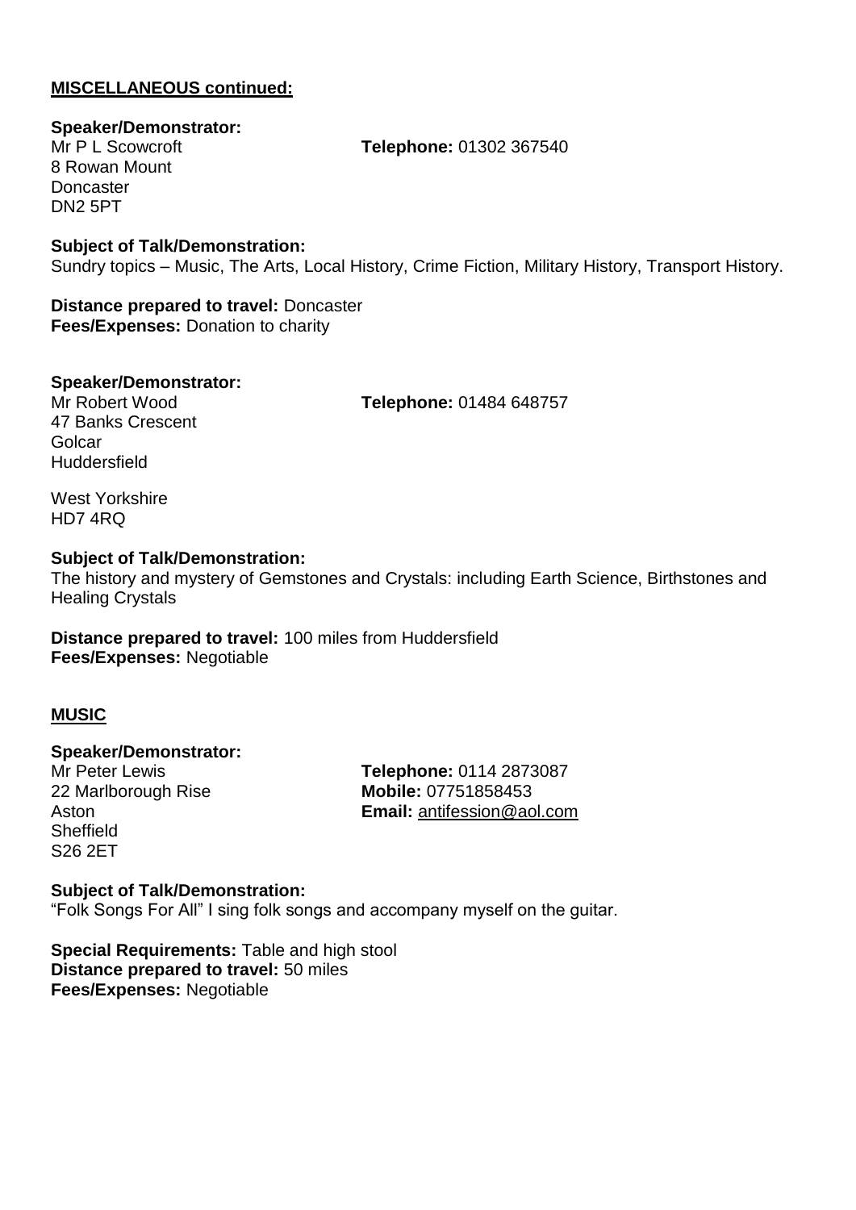**MISCELLANEOUS continued:**

**Speaker/Demonstrator:**
Mr P L Scowcroft
8 Rowan Mount
Doncaster
DN2 5PT

**Telephone:** 01302 367540

**Subject of Talk/Demonstration:**
Sundry topics – Music, The Arts, Local History, Crime Fiction, Military History, Transport History.

**Distance prepared to travel:** Doncaster
**Fees/Expenses:** Donation to charity

**Speaker/Demonstrator:**
Mr Robert Wood
47 Banks Crescent
Golcar
Huddersfield

West Yorkshire
HD7 4RQ

**Telephone:** 01484 648757

**Subject of Talk/Demonstration:**
The history and mystery of Gemstones and Crystals: including Earth Science, Birthstones and Healing Crystals

**Distance prepared to travel:** 100 miles from Huddersfield
**Fees/Expenses:** Negotiable

**MUSIC**

**Speaker/Demonstrator:**
Mr Peter Lewis
22 Marlborough Rise
Aston
Sheffield
S26 2ET

**Telephone:** 0114 2873087
**Mobile:** 07751858453
**Email:** antifession@aol.com

**Subject of Talk/Demonstration:**
"Folk Songs For All" I sing folk songs and accompany myself on the guitar.

**Special Requirements:** Table and high stool
**Distance prepared to travel:** 50 miles
**Fees/Expenses:** Negotiable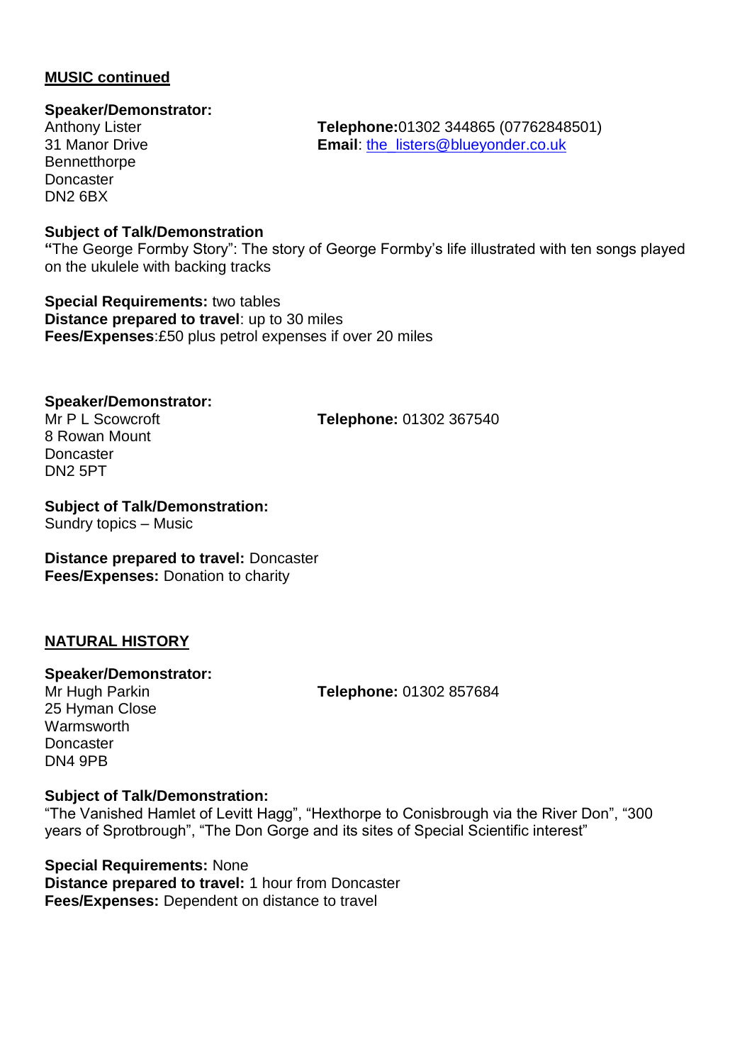## MUSIC continued

**Speaker/Demonstrator:**
Anthony Lister
31 Manor Drive
Bennetthorpe
Doncaster
DN2 6BX

**Telephone:** 01302 344865 (07762848501)
**Email**: the_listers@blueyonder.co.uk

**Subject of Talk/Demonstration**
**"**The George Formby Story": The story of George Formby's life illustrated with ten songs played on the ukulele with backing tracks

**Special Requirements:** two tables
**Distance prepared to travel**: up to 30 miles
**Fees/Expenses**:£50 plus petrol expenses if over 20 miles

**Speaker/Demonstrator:**
Mr P L Scowcroft
8 Rowan Mount
Doncaster
DN2 5PT

**Telephone:** 01302 367540

**Subject of Talk/Demonstration:**
Sundry topics – Music

**Distance prepared to travel:** Doncaster
**Fees/Expenses:** Donation to charity

## NATURAL HISTORY

**Speaker/Demonstrator:**
Mr Hugh Parkin
25 Hyman Close
Warmsworth
Doncaster
DN4 9PB

**Telephone:** 01302 857684

**Subject of Talk/Demonstration:**
"The Vanished Hamlet of Levitt Hagg", "Hexthorpe to Conisbrough via the River Don", "300 years of Sprotbrough", "The Don Gorge and its sites of Special Scientific interest"

**Special Requirements:** None
**Distance prepared to travel:** 1 hour from Doncaster
**Fees/Expenses:** Dependent on distance to travel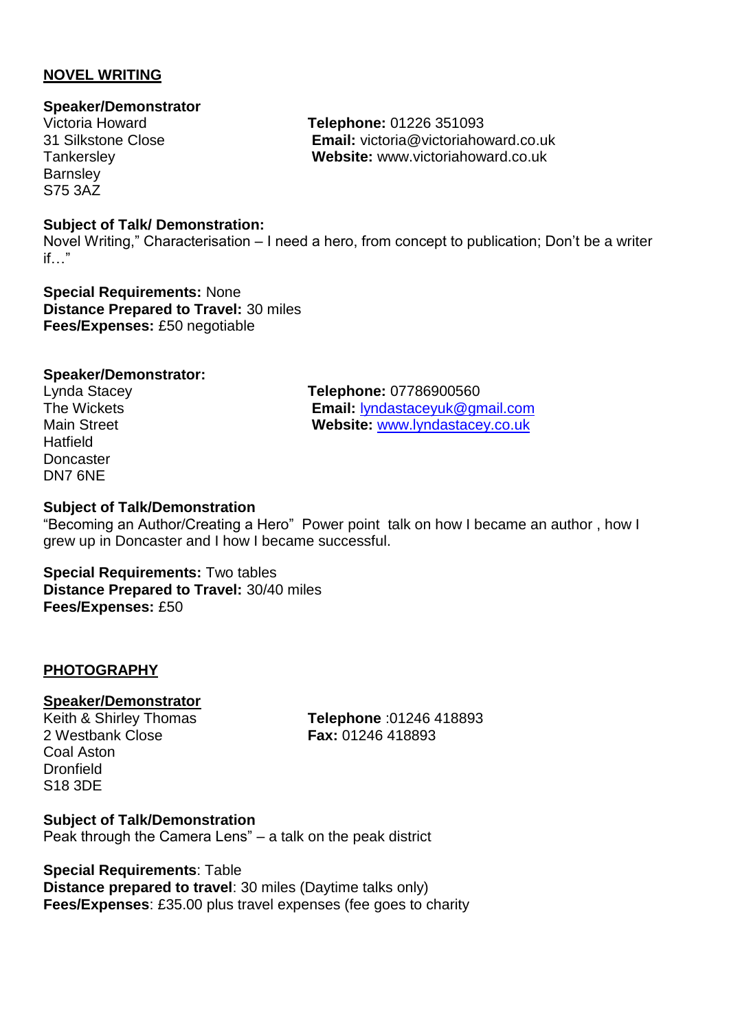## NOVEL WRITING

**Speaker/Demonstrator**

Victoria Howard
31 Silkstone Close
Tankersley
Barnsley
S75 3AZ

**Telephone:** 01226 351093
**Email:** victoria@victoriahoward.co.uk
**Website:** www.victoriahoward.co.uk

**Subject of Talk/ Demonstration:**
Novel Writing," Characterisation – I need a hero, from concept to publication; Don't be a writer if…"

**Special Requirements:** None
**Distance Prepared to Travel:** 30 miles
**Fees/Expenses:** £50 negotiable

**Speaker/Demonstrator:**

Lynda Stacey
The Wickets
Main Street
Hatfield
Doncaster
DN7 6NE

**Telephone:** 07786900560
**Email:** lyndastaceyuk@gmail.com
**Website:** www.lyndastacey.co.uk

**Subject of Talk/Demonstration**
"Becoming an Author/Creating a Hero" Power point talk on how I became an author , how I grew up in Doncaster and I how I became successful.

**Special Requirements:** Two tables
**Distance Prepared to Travel:** 30/40 miles
**Fees/Expenses:** £50

## PHOTOGRAPHY

**Speaker/Demonstrator**

Keith & Shirley Thomas
2 Westbank Close
Coal Aston
Dronfield
S18 3DE

**Telephone** :01246 418893
**Fax:** 01246 418893

**Subject of Talk/Demonstration**
Peak through the Camera Lens" – a talk on the peak district

**Special Requirements**: Table
**Distance prepared to travel**: 30 miles (Daytime talks only)
**Fees/Expenses**: £35.00 plus travel expenses (fee goes to charity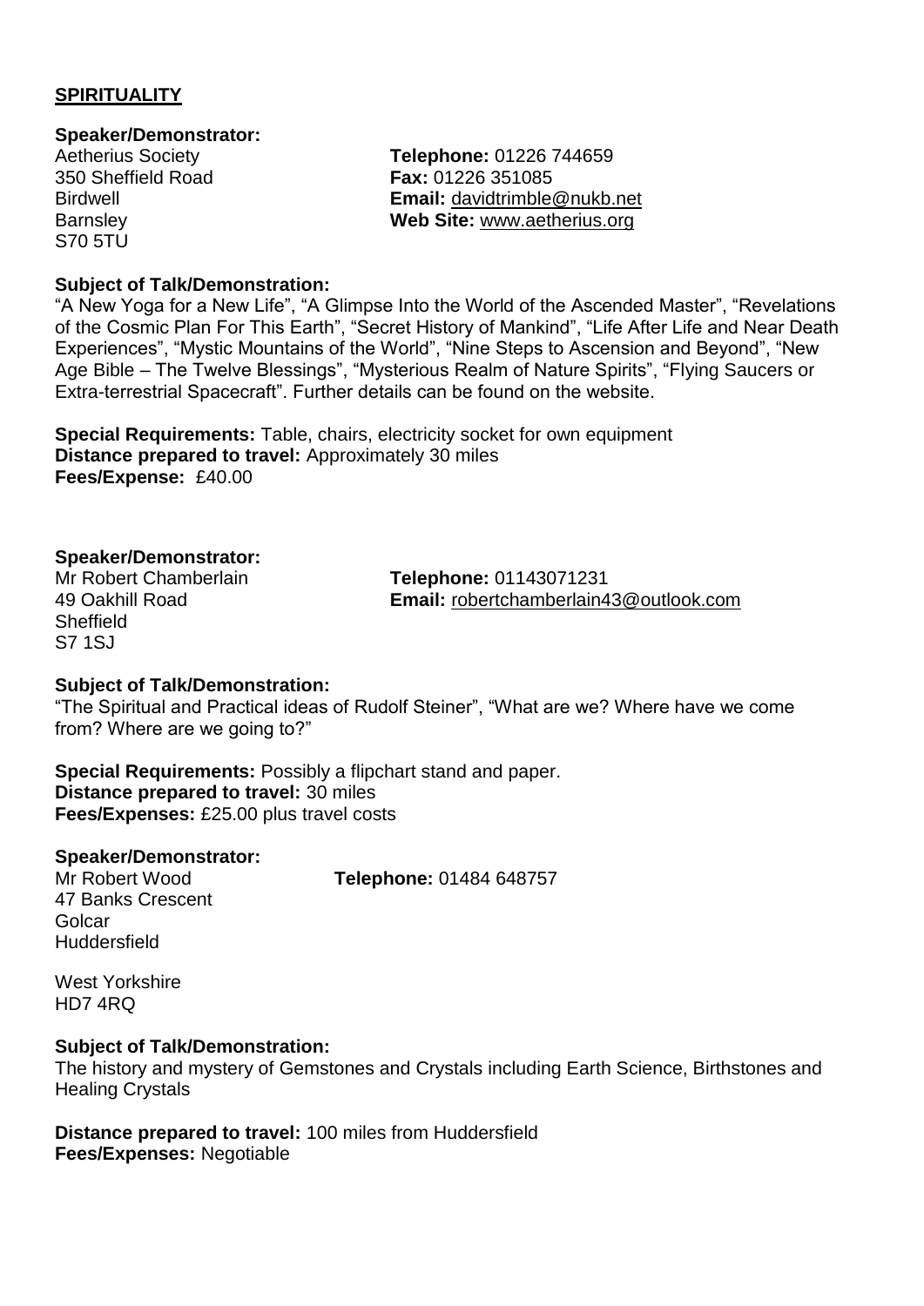**SPIRITUALITY**

**Speaker/Demonstrator:**

Aetherius Society
350 Sheffield Road
Birdwell
Barnsley
S70 5TU

**Telephone:** 01226 744659
**Fax:** 01226 351085
**Email:** davidtrimble@nukb.net
**Web Site:** www.aetherius.org

**Subject of Talk/Demonstration:**
"A New Yoga for a New Life", "A Glimpse Into the World of the Ascended Master", "Revelations of the Cosmic Plan For This Earth", "Secret History of Mankind", "Life After Life and Near Death Experiences", "Mystic Mountains of the World", "Nine Steps to Ascension and Beyond", "New Age Bible – The Twelve Blessings", "Mysterious Realm of Nature Spirits", "Flying Saucers or Extra-terrestrial Spacecraft". Further details can be found on the website.

**Special Requirements:** Table, chairs, electricity socket for own equipment
**Distance prepared to travel:** Approximately 30 miles
**Fees/Expense:** £40.00

**Speaker/Demonstrator:**

Mr Robert Chamberlain
49 Oakhill Road
Sheffield
S7 1SJ

**Telephone:** 01143071231
**Email:** robertchamberlain43@outlook.com

**Subject of Talk/Demonstration:**
"The Spiritual and Practical ideas of Rudolf Steiner", "What are we? Where have we come from? Where are we going to?"

**Special Requirements:** Possibly a flipchart stand and paper.
**Distance prepared to travel:** 30 miles
**Fees/Expenses:** £25.00 plus travel costs

**Speaker/Demonstrator:**

Mr Robert Wood
47 Banks Crescent
Golcar
Huddersfield

West Yorkshire
HD7 4RQ

**Telephone:** 01484 648757

**Subject of Talk/Demonstration:**
The history and mystery of Gemstones and Crystals including Earth Science, Birthstones and Healing Crystals

**Distance prepared to travel:** 100 miles from Huddersfield
**Fees/Expenses:** Negotiable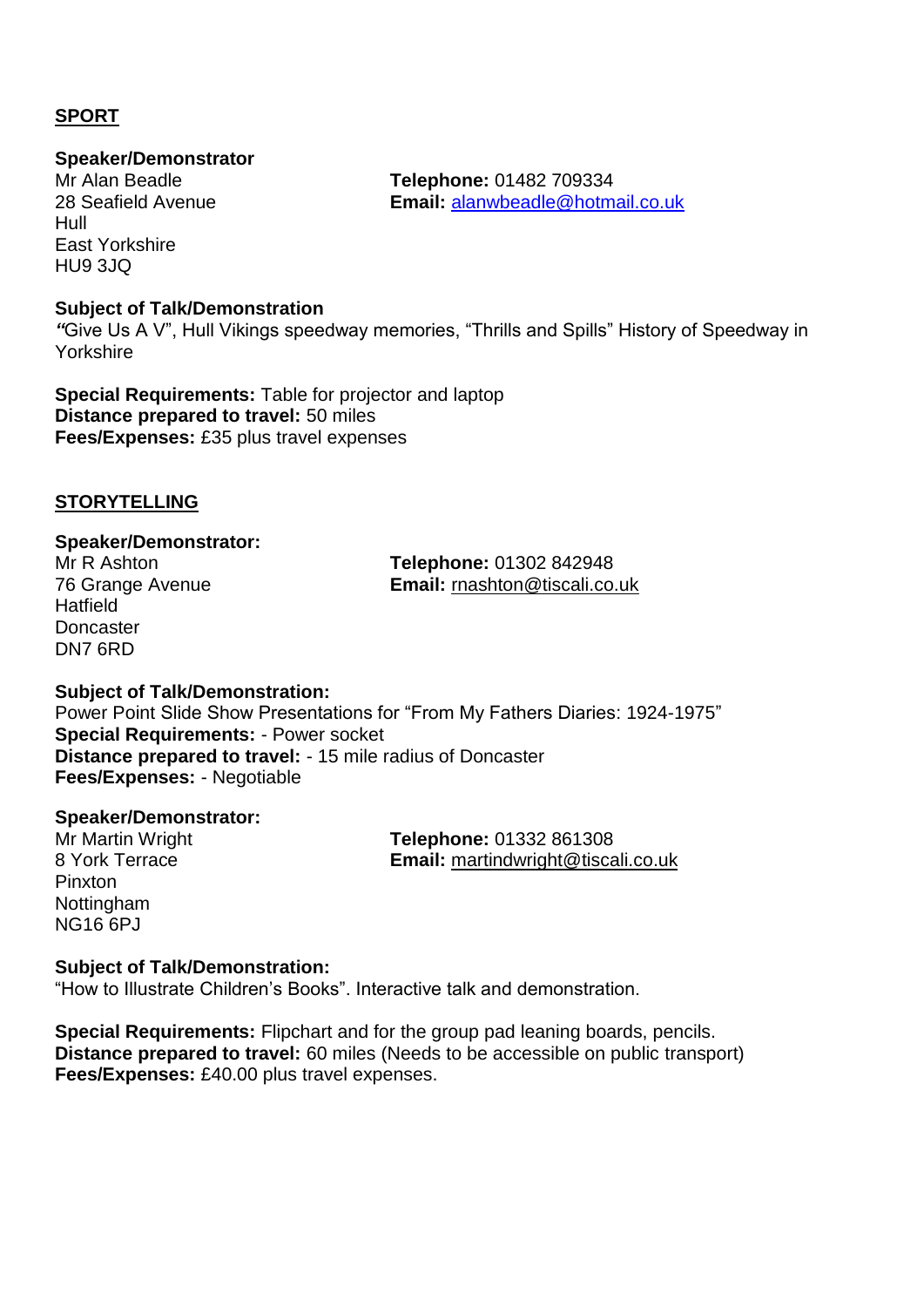## SPORT

**Speaker/Demonstrator**

Mr Alan Beadle
28 Seafield Avenue
Hull
East Yorkshire
HU9 3JQ

**Telephone:** 01482 709334
**Email:** alanwbeadle@hotmail.co.uk

**Subject of Talk/Demonstration**

*"*Give Us A V", Hull Vikings speedway memories, "Thrills and Spills" History of Speedway in Yorkshire

**Special Requirements:** Table for projector and laptop
**Distance prepared to travel:** 50 miles
**Fees/Expenses:** £35 plus travel expenses

## STORYTELLING

**Speaker/Demonstrator:**

Mr R Ashton
76 Grange Avenue
Hatfield
Doncaster
DN7 6RD

**Telephone:** 01302 842948
**Email:** rnashton@tiscali.co.uk

**Subject of Talk/Demonstration:**
Power Point Slide Show Presentations for "From My Fathers Diaries: 1924-1975"
**Special Requirements:** - Power socket
**Distance prepared to travel:** - 15 mile radius of Doncaster
**Fees/Expenses:** - Negotiable

**Speaker/Demonstrator:**

Mr Martin Wright
8 York Terrace
Pinxton
Nottingham
NG16 6PJ

**Telephone:** 01332 861308
**Email:** martindwright@tiscali.co.uk

**Subject of Talk/Demonstration:**
"How to Illustrate Children's Books". Interactive talk and demonstration.

**Special Requirements:** Flipchart and for the group pad leaning boards, pencils.
**Distance prepared to travel:** 60 miles (Needs to be accessible on public transport)
**Fees/Expenses:** £40.00 plus travel expenses.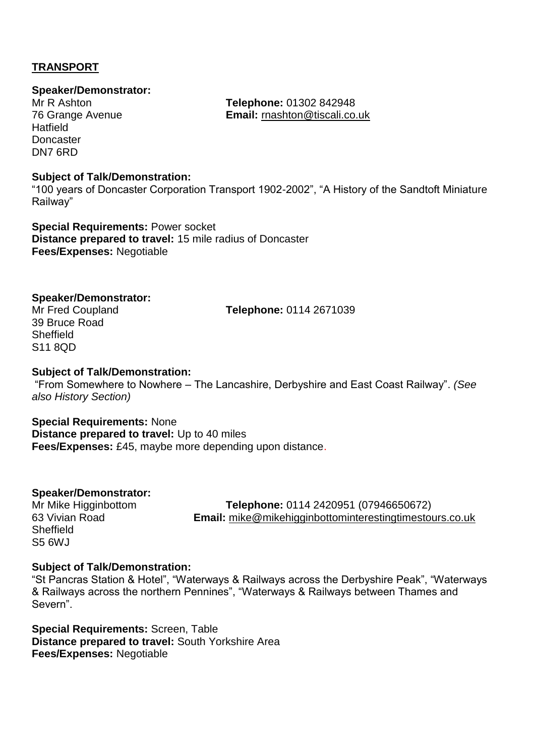## TRANSPORT

**Speaker/Demonstrator:**
Mr R Ashton
76 Grange Avenue
Hatfield
Doncaster
DN7 6RD

**Telephone:** 01302 842948
**Email:** rnashton@tiscali.co.uk

**Subject of Talk/Demonstration:**
"100 years of Doncaster Corporation Transport 1902-2002", "A History of the Sandtoft Miniature Railway"

**Special Requirements:** Power socket
**Distance prepared to travel:** 15 mile radius of Doncaster
**Fees/Expenses:** Negotiable

**Speaker/Demonstrator:**
Mr Fred Coupland
39 Bruce Road
Sheffield
S11 8QD

**Telephone:** 0114 2671039

**Subject of Talk/Demonstration:**
"From Somewhere to Nowhere – The Lancashire, Derbyshire and East Coast Railway". *(See also History Section)*

**Special Requirements:** None
**Distance prepared to travel:** Up to 40 miles
**Fees/Expenses:** £45, maybe more depending upon distance.

**Speaker/Demonstrator:**
Mr Mike Higginbottom
63 Vivian Road
Sheffield
S5 6WJ

**Telephone:** 0114 2420951 (07946650672)
**Email:** mike@mikehigginbottominterestingtimestours.co.uk

**Subject of Talk/Demonstration:**
"St Pancras Station & Hotel", "Waterways & Railways across the Derbyshire Peak", "Waterways & Railways across the northern Pennines", "Waterways & Railways between Thames and Severn".

**Special Requirements:** Screen, Table
**Distance prepared to travel:** South Yorkshire Area
**Fees/Expenses:** Negotiable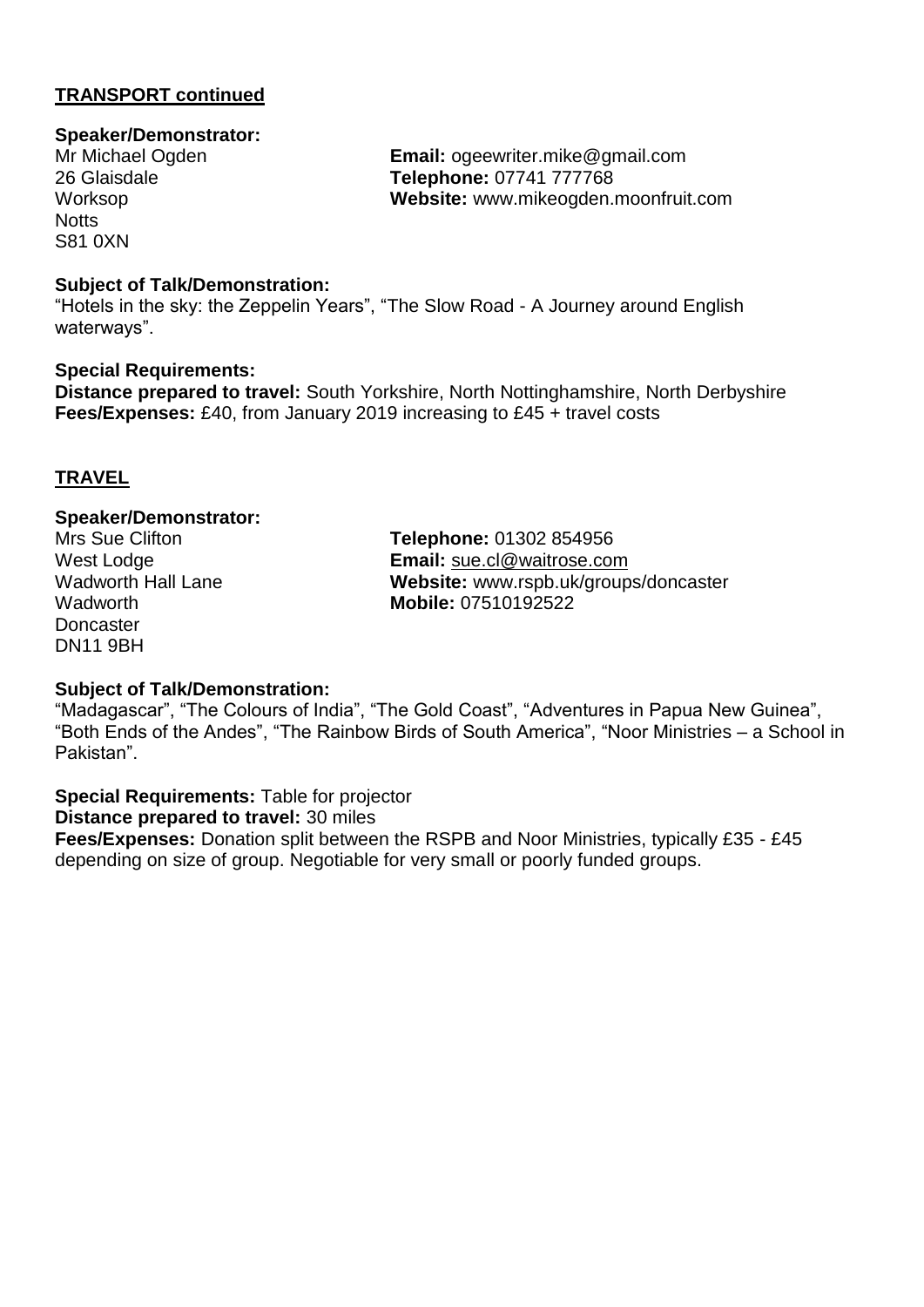## TRANSPORT continued

**Speaker/Demonstrator:**

Mr Michael Ogden
26 Glaisdale
Worksop
Notts
S81 0XN

**Email:** ogeewriter.mike@gmail.com
**Telephone:** 07741 777768
**Website:** www.mikeogden.moonfruit.com

**Subject of Talk/Demonstration:**
"Hotels in the sky: the Zeppelin Years", "The Slow Road - A Journey around English waterways".

**Special Requirements:**
**Distance prepared to travel:** South Yorkshire, North Nottinghamshire, North Derbyshire
**Fees/Expenses:** £40, from January 2019 increasing to £45 + travel costs

## TRAVEL

**Speaker/Demonstrator:**

Mrs Sue Clifton
West Lodge
Wadworth Hall Lane
Wadworth
Doncaster
DN11 9BH

**Telephone:** 01302 854956
**Email:** sue.cl@waitrose.com
**Website:** www.rspb.uk/groups/doncaster
**Mobile:** 07510192522

**Subject of Talk/Demonstration:**
"Madagascar", "The Colours of India", "The Gold Coast", "Adventures in Papua New Guinea", "Both Ends of the Andes", "The Rainbow Birds of South America", "Noor Ministries – a School in Pakistan".

**Special Requirements:** Table for projector
**Distance prepared to travel:** 30 miles
**Fees/Expenses:** Donation split between the RSPB and Noor Ministries, typically £35 - £45 depending on size of group. Negotiable for very small or poorly funded groups.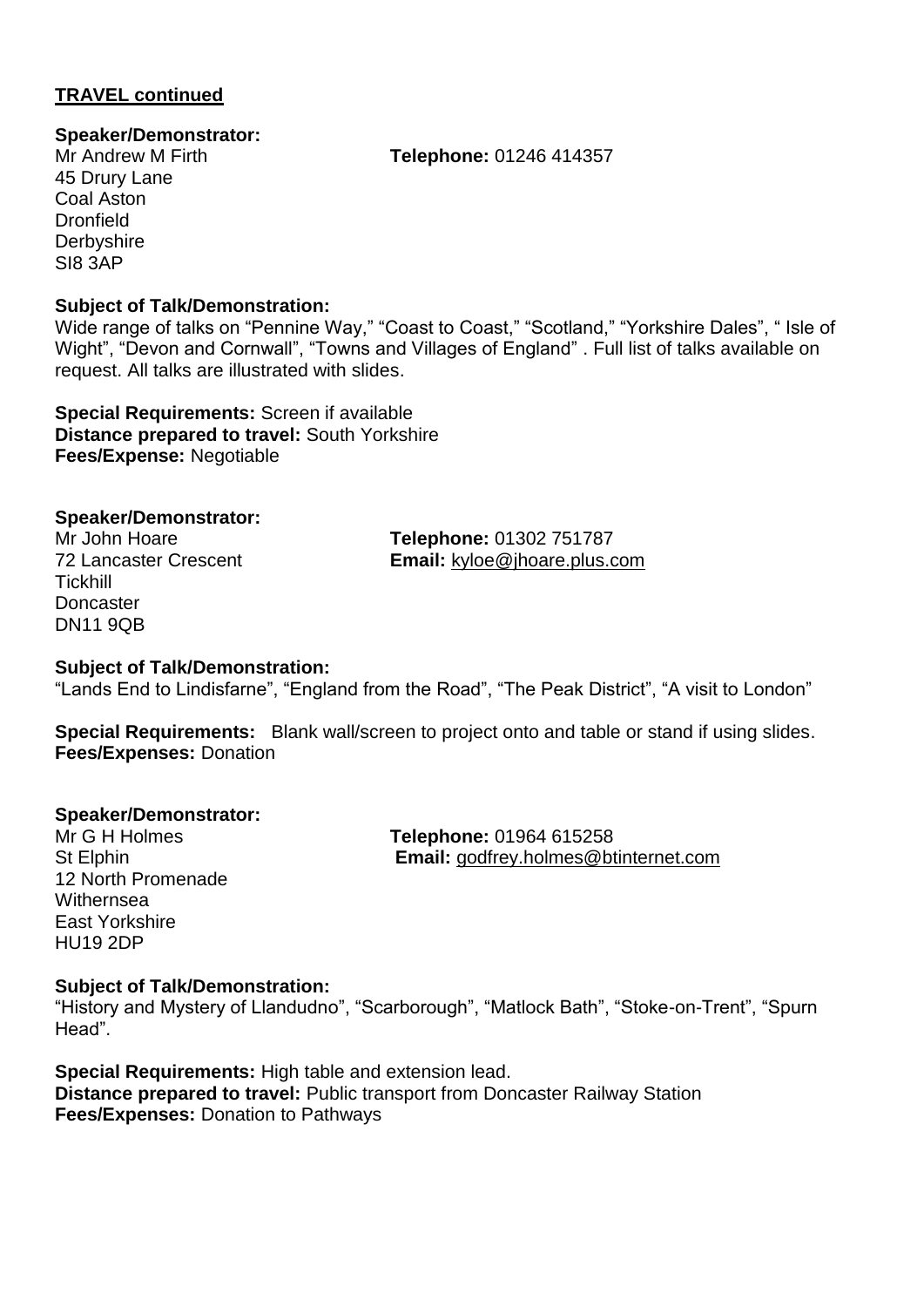**TRAVEL continued**

**Speaker/Demonstrator:**
Mr Andrew M Firth
45 Drury Lane
Coal Aston
Dronfield
Derbyshire
SI8 3AP

**Telephone:** 01246 414357

**Subject of Talk/Demonstration:**
Wide range of talks on "Pennine Way," "Coast to Coast," "Scotland," "Yorkshire Dales", " Isle of Wight", "Devon and Cornwall", "Towns and Villages of England" . Full list of talks available on request. All talks are illustrated with slides.

**Special Requirements:** Screen if available
**Distance prepared to travel:** South Yorkshire
**Fees/Expense:** Negotiable

**Speaker/Demonstrator:**
Mr John Hoare
72 Lancaster Crescent
Tickhill
Doncaster
DN11 9QB

**Telephone:** 01302 751787
**Email:** kyloe@jhoare.plus.com

**Subject of Talk/Demonstration:**
"Lands End to Lindisfarne", "England from the Road", "The Peak District", "A visit to London"

**Special Requirements:** Blank wall/screen to project onto and table or stand if using slides.
**Fees/Expenses:** Donation

**Speaker/Demonstrator:**
Mr G H Holmes
St Elphin
12 North Promenade
Withernsea
East Yorkshire
HU19 2DP

**Telephone:** 01964 615258
**Email:** godfrey.holmes@btinternet.com

**Subject of Talk/Demonstration:**
"History and Mystery of Llandudno", "Scarborough", "Matlock Bath", "Stoke-on-Trent", "Spurn Head".

**Special Requirements:** High table and extension lead.
**Distance prepared to travel:** Public transport from Doncaster Railway Station
**Fees/Expenses:** Donation to Pathways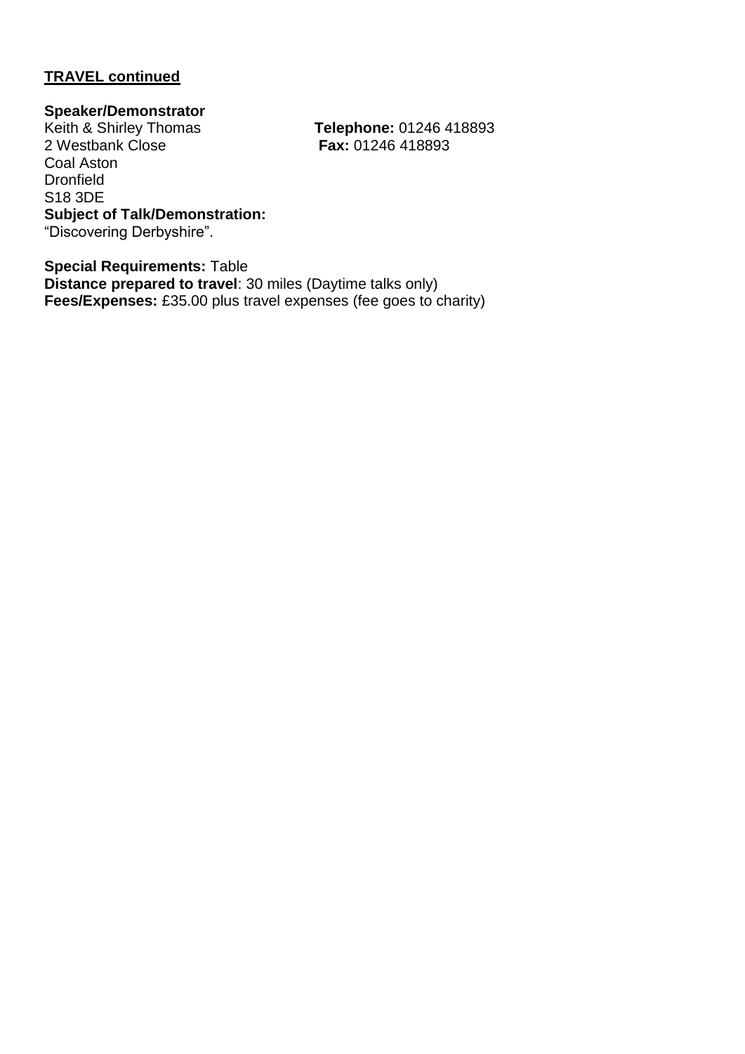**TRAVEL continued**

**Speaker/Demonstrator**
Keith & Shirley Thomas
2 Westbank Close
Coal Aston
Dronfield
S18 3DE

**Telephone:** 01246 418893
**Fax:** 01246 418893

**Subject of Talk/Demonstration:**
“Discovering Derbyshire”.

**Special Requirements:** Table
**Distance prepared to travel**: 30 miles (Daytime talks only)
**Fees/Expenses:** £35.00 plus travel expenses (fee goes to charity)